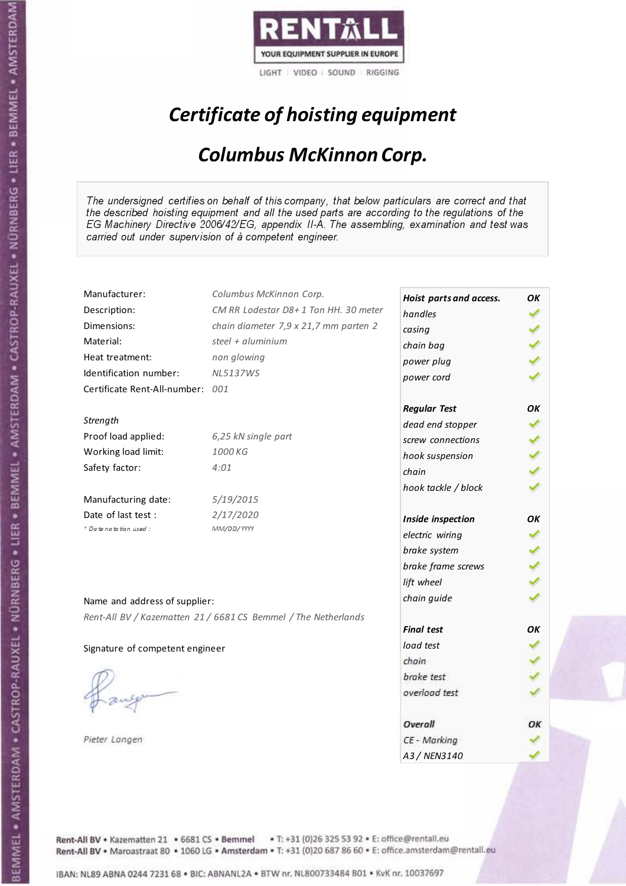RENTALL
YOUR EQUIPMENT SUPPLIER IN EUROPE
LIGHT | VIDEO | SOUND | RIGGING

# *Certificate of hoisting equipment*

## *Columbus McKinnon Corp.*

*The undersigned certifies on behalf of this company, that below particulars are correct and that the described hoisting equipment and all the used parts are according to the regulations of the EG Machinery Directive 2006/42/EG, appendix II-A. The assembling, examination and test was carried out under supervision of à competent engineer.*

| | |
|---|---|
| Manufacturer: | *Columbus McKinnon Corp.* |
| Description: | *CM RR Lodestar D8+ 1 Ton HH. 30 meter* |
| Dimensions: | *chain diameter 7,9 x 21,7 mm parten 2* |
| Material: | *steel + aluminium* |
| Heat treatment: | *non glowing* |
| Identification number: | *NL5137WS* |
| Certificate Rent-All-number: | *001* |

*Strength*

| | |
|---|---|
| Proof load applied: | *6,25 kN single part* |
| Working load limit: | *1000 KG* |
| Safety factor: | *4:01* |

| | |
|---|---|
| Manufacturing date: | *5/19/2015* |
| Date of last test : | *2/17/2020* |
| * *Date notation used :* | *MM/DD/YYYY* |

Name and address of supplier:

*Rent-All BV / Kazematten 21 / 6681 CS Bemmel / The Netherlands*

Signature of competent engineer

*Pieter Langen*

| ***Hoist parts and access.*** | ***OK*** |
|---|---|
| *handles* | ✓ |
| *casing* | ✓ |
| *chain bag* | ✓ |
| *power plug* | ✓ |
| *power cord* | ✓ |
| ***Regular Test*** | ***OK*** |
| *dead end stopper* | ✓ |
| *screw connections* | ✓ |
| *hook suspension* | ✓ |
| *chain* | ✓ |
| *hook tackle / block* | ✓ |
| ***Inside inspection*** | ***OK*** |
| *electric wiring* | ✓ |
| *brake system* | ✓ |
| *brake frame screws* | ✓ |
| *lift wheel* | ✓ |
| *chain guide* | ✓ |
| ***Final test*** | ***OK*** |
| *load test* | ✓ |
| *chain* | ✓ |
| *brake test* | ✓ |
| *overload test* | ✓ |
| ***Overall*** | ***OK*** |
| *CE - Marking* | ✓ |
| *A3 / NEN3140* | ✓ |

Rent-All BV • Kazematten 21 • 6681 CS • Bemmel • T: +31 (0)26 325 53 92 • E: office@rentall.eu
Rent-All BV • Maroastraat 80 • 1060 LG • Amsterdam • T: +31 (0)20 687 86 60 • E: office.amsterdam@rentall.eu

IBAN: NL89 ABNA 0244 7231 68 • BIC: ABNANL2A • BTW nr. NL800733484 B01 • KvK nr. 10037697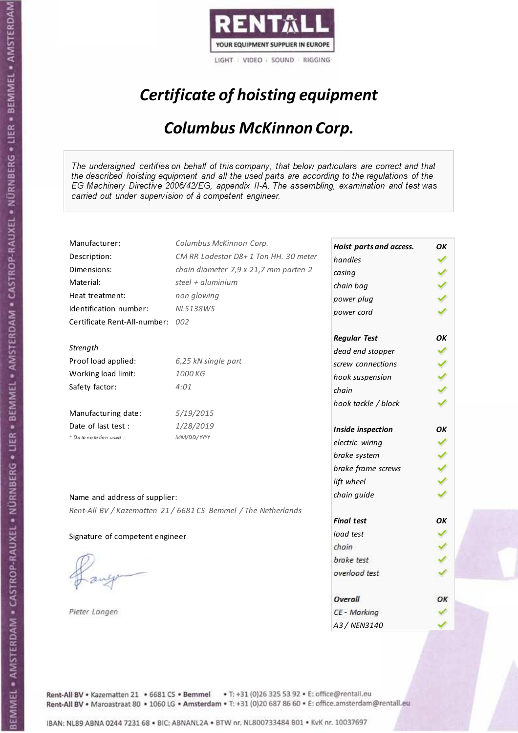RENTALL

YOUR EQUIPMENT SUPPLIER IN EUROPE

LIGHT | VIDEO | SOUND | RIGGING

# *Certificate of hoisting equipment*

## *Columbus McKinnon Corp.*

*The undersigned certifies on behalf of this company, that below particulars are correct and that the described hoisting equipment and all the used parts are according to the regulations of the EG Machinery Directive 2006/42/EG, appendix II-A. The assembling, examination and test was carried out under supervision of à competent engineer.*

| | |
|---|---|
| Manufacturer: | Columbus McKinnon Corp. |
| Description: | CM RR Lodestar D8+ 1 Ton HH. 30 meter |
| Dimensions: | chain diameter 7,9 x 21,7 mm parten 2 |
| Material: | steel + aluminium |
| Heat treatment: | non glowing |
| Identification number: | NL5138WS |
| Certificate Rent-All-number: | 002 |

*Strength*

| | |
|---|---|
| Proof load applied: | 6,25 kN single part |
| Working load limit: | 1000 KG |
| Safety factor: | 4:01 |

| | |
|---|---|
| Manufacturing date: | 5/19/2015 |
| Date of last test : | 1/28/2019 |
| * Date notation used : | MM/DD/YYYY |

Name and address of supplier:

*Rent-All BV / Kazematten 21 / 6681 CS Bemmel / The Netherlands*

Signature of competent engineer

Pieter Langen

| ***Hoist parts and access.*** | ***OK*** |
|---|---|
| *handles* | ✓ |
| *casing* | ✓ |
| *chain bag* | ✓ |
| *power plug* | ✓ |
| *power cord* | ✓ |
| ***Regular Test*** | ***OK*** |
| *dead end stopper* | ✓ |
| *screw connections* | ✓ |
| *hook suspension* | ✓ |
| *chain* | ✓ |
| *hook tackle / block* | ✓ |
| ***Inside inspection*** | ***OK*** |
| *electric wiring* | ✓ |
| *brake system* | ✓ |
| *brake frame screws* | ✓ |
| *lift wheel* | ✓ |
| *chain guide* | ✓ |
| ***Final test*** | ***OK*** |
| *load test* | ✓ |
| *chain* | ✓ |
| *brake test* | ✓ |
| *overload test* | ✓ |
| ***Overall*** | ***OK*** |
| *CE - Marking* | ✓ |
| *A3 / NEN3140* | ✓ |

Rent-All BV • Kazematten 21 • 6681 CS • Bemmel • T: +31 (0)26 325 53 92 • E: office@rentall.eu
Rent-All BV • Maroastraat 80 • 1060 LG • Amsterdam • T: +31 (0)20 687 86 60 • E: office.amsterdam@rentall.eu

IBAN: NL89 ABNA 0244 7231 68 • BIC: ABNANL2A • BTW nr. NL800733484 B01 • KvK nr. 10037697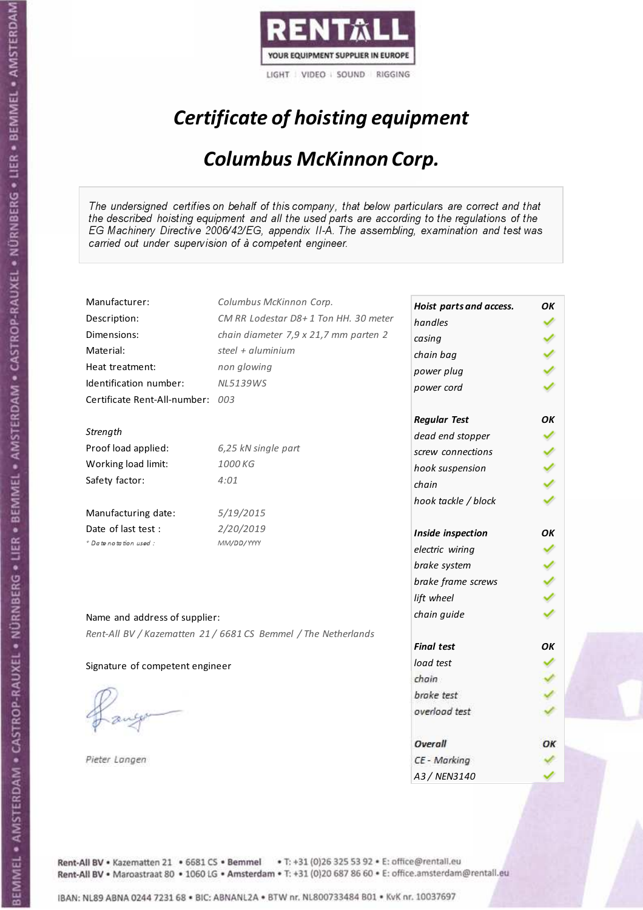RENTALL

YOUR EQUIPMENT SUPPLIER IN EUROPE

LIGHT | VIDEO | SOUND | RIGGING

# *Certificate of hoisting equipment*

## *Columbus McKinnon Corp.*

*The undersigned certifies on behalf of this company, that below particulars are correct and that the described hoisting equipment and all the used parts are according to the regulations of the EG Machinery Directive 2006/42/EG, appendix II-A. The assembling, examination and test was carried out under supervision of à competent engineer.*

| | |
|---|---|
| Manufacturer: | *Columbus McKinnon Corp.* |
| Description: | *CM RR Lodestar D8+ 1 Ton HH. 30 meter* |
| Dimensions: | *chain diameter 7,9 x 21,7 mm parten 2* |
| Material: | *steel + aluminium* |
| Heat treatment: | *non glowing* |
| Identification number: | *NL5139WS* |
| Certificate Rent-All-number: | *003* |

*Strength*

| | |
|---|---|
| Proof load applied: | *6,25 kN single part* |
| Working load limit: | *1000 KG* |
| Safety factor: | *4:01* |

| | |
|---|---|
| Manufacturing date: | *5/19/2015* |
| Date of last test : | *2/20/2019* |
| *\* Date notation used :* | *MM/DD/YYYY* |

| | |
|---|---|
| ***Hoist parts and access.*** | ***OK*** |
| *handles* | ✓ |
| *casing* | ✓ |
| *chain bag* | ✓ |
| *power plug* | ✓ |
| *power cord* | ✓ |
| ***Regular Test*** | ***OK*** |
| *dead end stopper* | ✓ |
| *screw connections* | ✓ |
| *hook suspension* | ✓ |
| *chain* | ✓ |
| *hook tackle / block* | ✓ |
| ***Inside inspection*** | ***OK*** |
| *electric wiring* | ✓ |
| *brake system* | ✓ |
| *brake frame screws* | ✓ |
| *lift wheel* | ✓ |
| *chain guide* | ✓ |
| ***Final test*** | ***OK*** |
| *load test* | ✓ |
| *chain* | ✓ |
| *brake test* | ✓ |
| *overload test* | ✓ |
| ***Overall*** | ***OK*** |
| *CE - Marking* | ✓ |
| *A3 / NEN3140* | ✓ |

Name and address of supplier:

*Rent-All BV / Kazematten 21 / 6681 CS Bemmel / The Netherlands*

Signature of competent engineer

*Pieter Langen*

Rent-All BV • Kazematten 21 • 6681 CS • **Bemmel** • T: +31 (0)26 325 53 92 • E: office@rentall.eu
Rent-All BV • Maroastraat 80 • 1060 LG • **Amsterdam** • T: +31 (0)20 687 86 60 • E: office.amsterdam@rentall.eu

IBAN: NL89 ABNA 0244 7231 68 • BIC: ABNANL2A • BTW nr. NL800733484 B01 • KvK nr. 10037697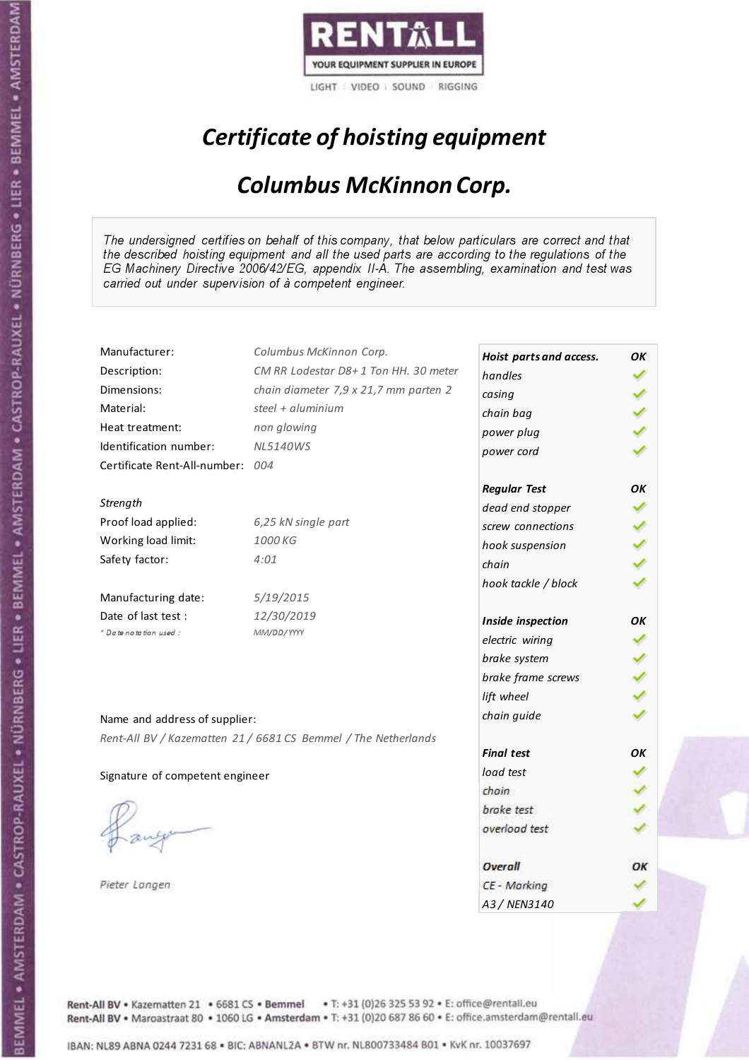RENTALL
YOUR EQUIPMENT SUPPLIER IN EUROPE
LIGHT | VIDEO | SOUND | RIGGING

# *Certificate of hoisting equipment*

## *Columbus McKinnon Corp.*

*The undersigned certifies on behalf of this company, that below particulars are correct and that the described hoisting equipment and all the used parts are according to the regulations of the EG Machinery Directive 2006/42/EG, appendix II-A. The assembling, examination and test was carried out under supervision of à competent engineer.*

| | |
|---|---|
| Manufacturer: | *Columbus McKinnon Corp.* |
| Description: | *CM RR Lodestar D8+ 1 Ton HH. 30 meter* |
| Dimensions: | *chain diameter 7,9 x 21,7 mm parten 2* |
| Material: | *steel + aluminium* |
| Heat treatment: | *non glowing* |
| Identification number: | *NL5140WS* |
| Certificate Rent-All-number: | *004* |

*Strength*

| | |
|---|---|
| Proof load applied: | *6,25 kN single part* |
| Working load limit: | *1000 KG* |
| Safety factor: | *4:01* |

| | |
|---|---|
| Manufacturing date: | *5/19/2015* |
| Date of last test : | *12/30/2019* |
| * Date notation used : | *MM/DD/YYYY* |

Name and address of supplier:

*Rent-All BV / Kazematten 21 / 6681 CS Bemmel / The Netherlands*

Signature of competent engineer

*Pieter Langen*

| ***Hoist parts and access.*** | ***OK*** |
|---|---|
| *handles* | ✓ |
| *casing* | ✓ |
| *chain bag* | ✓ |
| *power plug* | ✓ |
| *power cord* | ✓ |
| ***Regular Test*** | ***OK*** |
| *dead end stopper* | ✓ |
| *screw connections* | ✓ |
| *hook suspension* | ✓ |
| *chain* | ✓ |
| *hook tackle / block* | ✓ |
| ***Inside inspection*** | ***OK*** |
| *electric wiring* | ✓ |
| *brake system* | ✓ |
| *brake frame screws* | ✓ |
| *lift wheel* | ✓ |
| *chain guide* | ✓ |
| ***Final test*** | ***OK*** |
| *load test* | ✓ |
| *chain* | ✓ |
| *brake test* | ✓ |
| *overload test* | ✓ |
| ***Overall*** | ***OK*** |
| *CE - Marking* | ✓ |
| *A3 / NEN3140* | ✓ |

Rent-All BV • Kazematten 21 • 6681 CS • Bemmel • T: +31 (0)26 325 53 92 • E: office@rentall.eu
Rent-All BV • Maroastraat 80 • 1060 LG • Amsterdam • T: +31 (0)20 687 86 60 • E: office.amsterdam@rentall.eu

IBAN: NL89 ABNA 0244 7231 68 • BIC: ABNANL2A • BTW nr. NL800733484 B01 • KvK nr. 10037697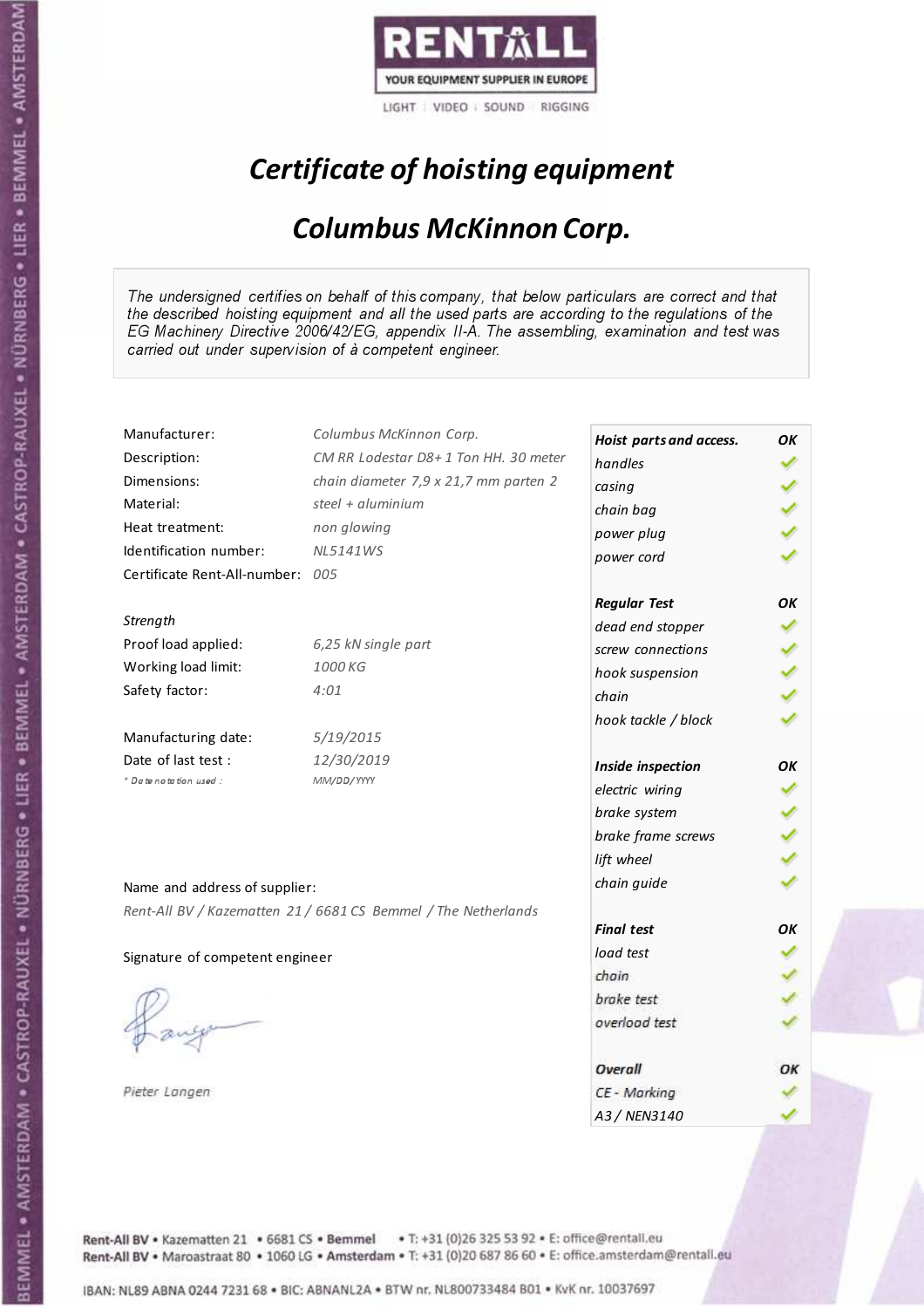RENTALL

YOUR EQUIPMENT SUPPLIER IN EUROPE

LIGHT | VIDEO | SOUND | RIGGING

# *Certificate of hoisting equipment*

## *Columbus McKinnon Corp.*

*The undersigned certifies on behalf of this company, that below particulars are correct and that the described hoisting equipment and all the used parts are according to the regulations of the EG Machinery Directive 2006/42/EG, appendix II-A. The assembling, examination and test was carried out under supervision of à competent engineer.*

| | |
|---|---|
| Manufacturer: | *Columbus McKinnon Corp.* |
| Description: | *CM RR Lodestar D8+ 1 Ton HH. 30 meter* |
| Dimensions: | *chain diameter 7,9 x 21,7 mm parten 2* |
| Material: | *steel + aluminium* |
| Heat treatment: | *non glowing* |
| Identification number: | *NL5141WS* |
| Certificate Rent-All-number: | *005* |

*Strength*

| | |
|---|---|
| Proof load applied: | *6,25 kN single part* |
| Working load limit: | *1000 KG* |
| Safety factor: | *4:01* |

| | |
|---|---|
| Manufacturing date: | *5/19/2015* |
| Date of last test : | *12/30/2019* |
| *\* Date notation used :* | *MM/DD/YYYY* |

| ***Hoist parts and access.*** | ***OK*** |
|---|---|
| *handles* | ✓ |
| *casing* | ✓ |
| *chain bag* | ✓ |
| *power plug* | ✓ |
| *power cord* | ✓ |
| ***Regular Test*** | ***OK*** |
| *dead end stopper* | ✓ |
| *screw connections* | ✓ |
| *hook suspension* | ✓ |
| *chain* | ✓ |
| *hook tackle / block* | ✓ |
| ***Inside inspection*** | ***OK*** |
| *electric wiring* | ✓ |
| *brake system* | ✓ |
| *brake frame screws* | ✓ |
| *lift wheel* | ✓ |
| *chain guide* | ✓ |
| ***Final test*** | ***OK*** |
| *load test* | ✓ |
| *chain* | ✓ |
| *brake test* | ✓ |
| *overload test* | ✓ |
| ***Overall*** | ***OK*** |
| *CE - Marking* | ✓ |
| *A3 / NEN3140* | ✓ |

Name and address of supplier:

*Rent-All BV / Kazematten 21 / 6681 CS Bemmel / The Netherlands*

Signature of competent engineer

*Pieter Langen*

Rent-All BV • Kazematten 21 • 6681 CS • **Bemmel** • T: +31 (0)26 325 53 92 • E: office@rentall.eu
Rent-All BV • Maroastraat 80 • 1060 LG • **Amsterdam** • T: +31 (0)20 687 86 60 • E: office.amsterdam@rentall.eu

IBAN: NL89 ABNA 0244 7231 68 • BIC: ABNANL2A • BTW nr. NL800733484 B01 • KvK nr. 10037697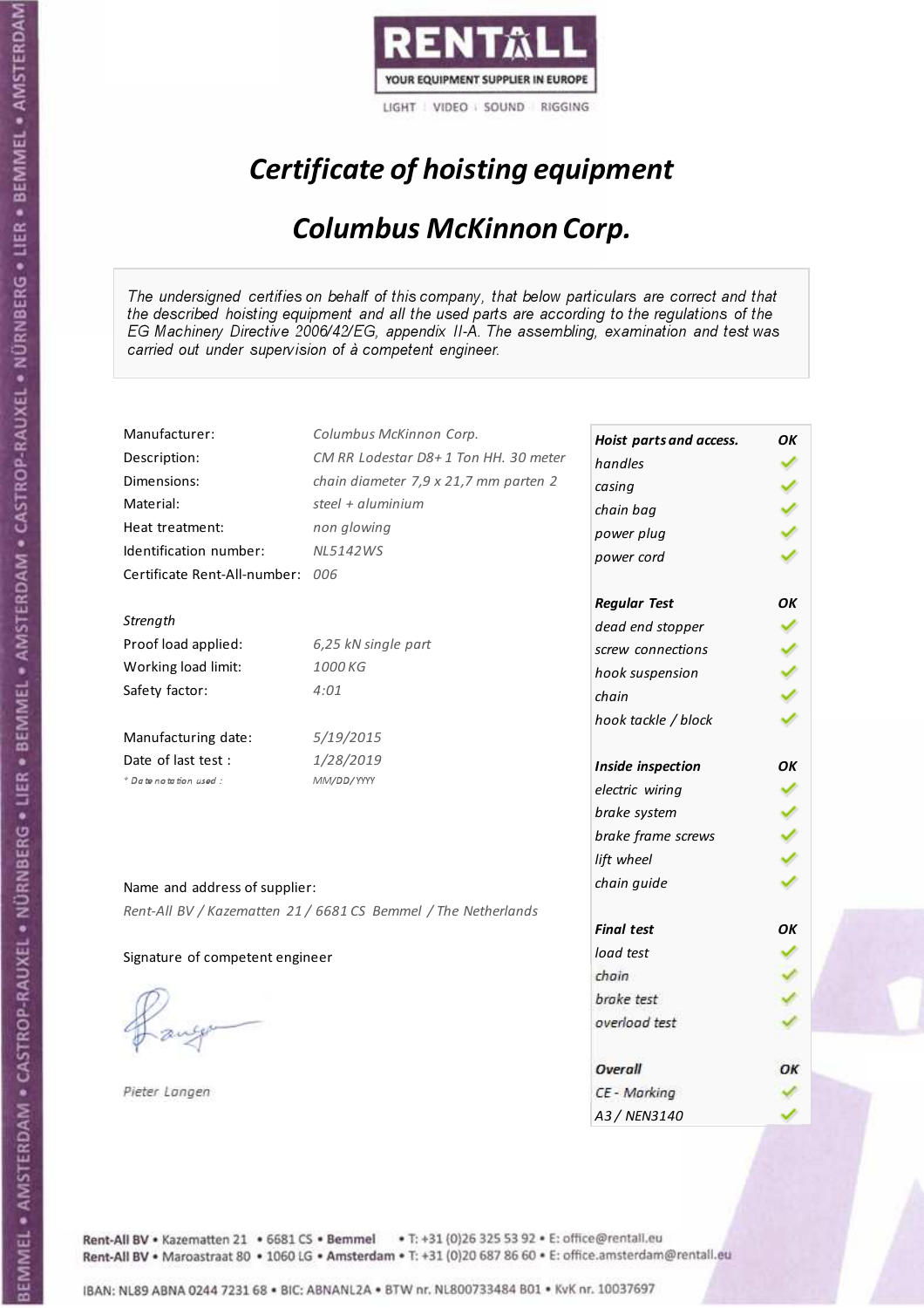RENTALL

YOUR EQUIPMENT SUPPLIER IN EUROPE

LIGHT | VIDEO | SOUND | RIGGING

# *Certificate of hoisting equipment*

## *Columbus McKinnon Corp.*

*The undersigned certifies on behalf of this company, that below particulars are correct and that the described hoisting equipment and all the used parts are according to the regulations of the EG Machinery Directive 2006/42/EG, appendix II-A. The assembling, examination and test was carried out under supervision of à competent engineer.*

| | |
|---|---|
| Manufacturer: | *Columbus McKinnon Corp.* |
| Description: | *CM RR Lodestar D8+ 1 Ton HH. 30 meter* |
| Dimensions: | *chain diameter 7,9 x 21,7 mm parten 2* |
| Material: | *steel + aluminium* |
| Heat treatment: | *non glowing* |
| Identification number: | *NL5142WS* |
| Certificate Rent-All-number: | *006* |

*Strength*

| | |
|---|---|
| Proof load applied: | *6,25 kN single part* |
| Working load limit: | *1000 KG* |
| Safety factor: | *4:01* |

| | |
|---|---|
| Manufacturing date: | *5/19/2015* |
| Date of last test : | *1/28/2019* |
| * Date notation used : | *MM/DD/YYYY* |

Name and address of supplier:

*Rent-All BV / Kazematten 21 / 6681 CS Bemmel / The Netherlands*

Signature of competent engineer

*Pieter Langen*

| ***Hoist parts and access.*** | ***OK*** |
|---|---|
| *handles* | ✓ |
| *casing* | ✓ |
| *chain bag* | ✓ |
| *power plug* | ✓ |
| *power cord* | ✓ |
| ***Regular Test*** | ***OK*** |
| *dead end stopper* | ✓ |
| *screw connections* | ✓ |
| *hook suspension* | ✓ |
| *chain* | ✓ |
| *hook tackle / block* | ✓ |
| ***Inside inspection*** | ***OK*** |
| *electric wiring* | ✓ |
| *brake system* | ✓ |
| *brake frame screws* | ✓ |
| *lift wheel* | ✓ |
| *chain guide* | ✓ |
| ***Final test*** | ***OK*** |
| *load test* | ✓ |
| *chain* | ✓ |
| *brake test* | ✓ |
| *overload test* | ✓ |
| ***Overall*** | ***OK*** |
| *CE - Marking* | ✓ |
| *A3 / NEN3140* | ✓ |

Rent-All BV • Kazematten 21 • 6681 CS • Bemmel • T: +31 (0)26 325 53 92 • E: office@rentall.eu
Rent-All BV • Maroastraat 80 • 1060 LG • Amsterdam • T: +31 (0)20 687 86 60 • E: office.amsterdam@rentall.eu

IBAN: NL89 ABNA 0244 7231 68 • BIC: ABNANL2A • BTW nr. NL800733484 B01 • KvK nr. 10037697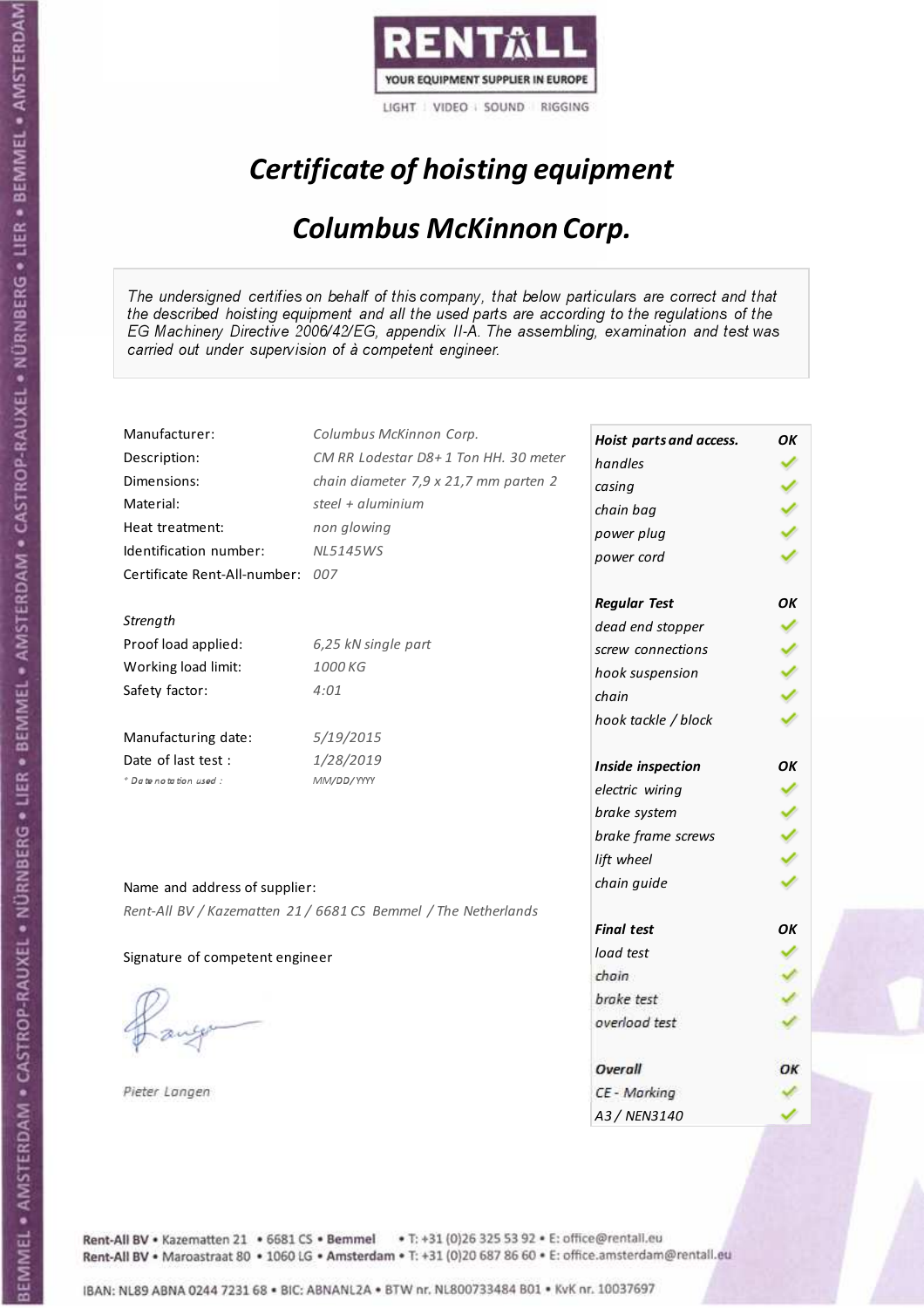RENTALL

YOUR EQUIPMENT SUPPLIER IN EUROPE

LIGHT | VIDEO | SOUND | RIGGING

# *Certificate of hoisting equipment*

## *Columbus McKinnon Corp.*

*The undersigned certifies on behalf of this company, that below particulars are correct and that the described hoisting equipment and all the used parts are according to the regulations of the EG Machinery Directive 2006/42/EG, appendix II-A. The assembling, examination and test was carried out under supervision of à competent engineer.*

| | |
|---|---|
| Manufacturer: | *Columbus McKinnon Corp.* |
| Description: | *CM RR Lodestar D8+ 1 Ton HH. 30 meter* |
| Dimensions: | *chain diameter 7,9 x 21,7 mm parten 2* |
| Material: | *steel + aluminium* |
| Heat treatment: | *non glowing* |
| Identification number: | *NL5145WS* |
| Certificate Rent-All-number: | *007* |

*Strength*

| | |
|---|---|
| Proof load applied: | *6,25 kN single part* |
| Working load limit: | *1000 KG* |
| Safety factor: | *4:01* |

| | |
|---|---|
| Manufacturing date: | *5/19/2015* |
| Date of last test : | *1/28/2019* |
| *\* Date notation used :* | *MM/DD/YYYY* |

Name and address of supplier:

*Rent-All BV / Kazematten 21 / 6681 CS Bemmel / The Netherlands*

Signature of competent engineer

*Pieter Langen*

| ***Hoist parts and access.*** | ***OK*** |
|---|---|
| *handles* | ✓ |
| *casing* | ✓ |
| *chain bag* | ✓ |
| *power plug* | ✓ |
| *power cord* | ✓ |
| ***Regular Test*** | ***OK*** |
| *dead end stopper* | ✓ |
| *screw connections* | ✓ |
| *hook suspension* | ✓ |
| *chain* | ✓ |
| *hook tackle / block* | ✓ |
| ***Inside inspection*** | ***OK*** |
| *electric wiring* | ✓ |
| *brake system* | ✓ |
| *brake frame screws* | ✓ |
| *lift wheel* | ✓ |
| *chain guide* | ✓ |
| ***Final test*** | ***OK*** |
| *load test* | ✓ |
| *chain* | ✓ |
| *brake test* | ✓ |
| *overload test* | ✓ |
| ***Overall*** | ***OK*** |
| *CE - Marking* | ✓ |
| *A3 / NEN3140* | ✓ |

Rent-All BV • Kazematten 21 • 6681 CS • Bemmel • T: +31 (0)26 325 53 92 • E: office@rentall.eu
Rent-All BV • Maroastraat 80 • 1060 LG • Amsterdam • T: +31 (0)20 687 86 60 • E: office.amsterdam@rentall.eu

IBAN: NL89 ABNA 0244 7231 68 • BIC: ABNANL2A • BTW nr. NL800733484 B01 • KvK nr. 10037697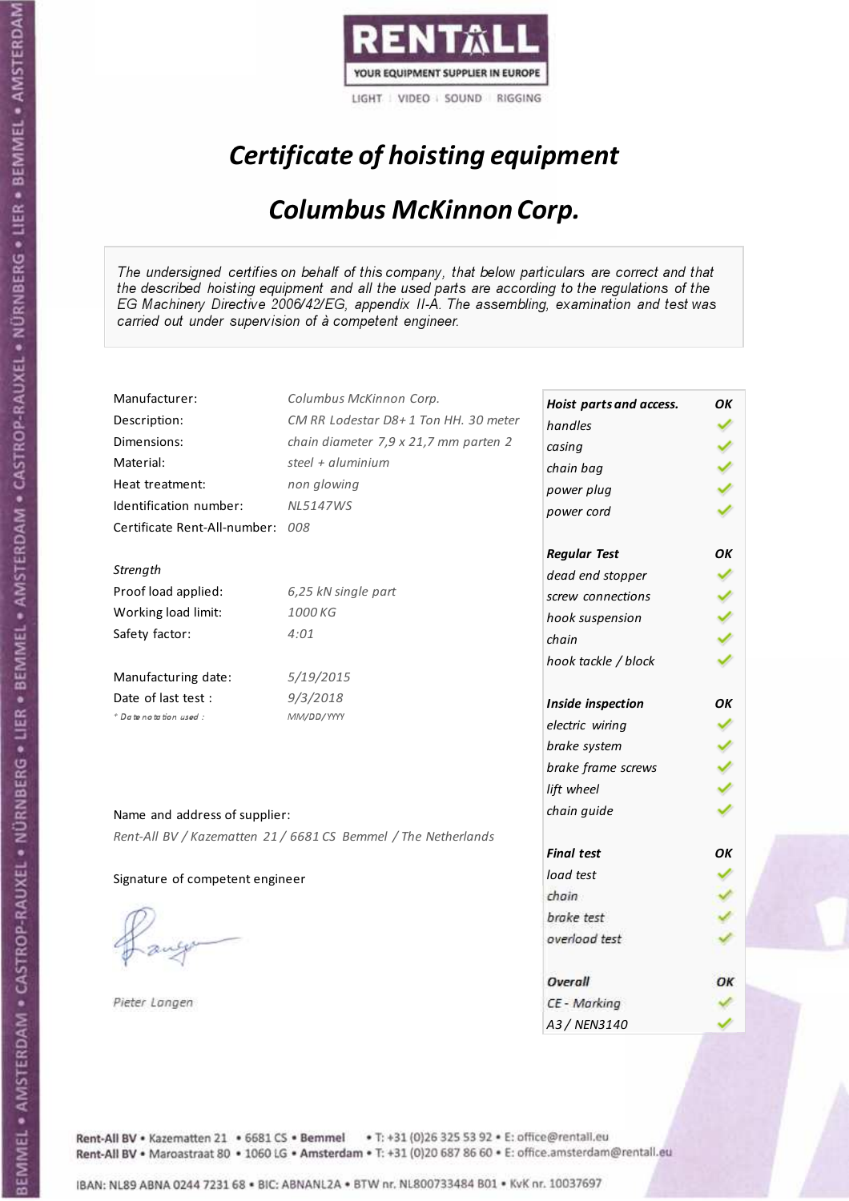RENTALL

YOUR EQUIPMENT SUPPLIER IN EUROPE

LIGHT | VIDEO | SOUND | RIGGING

# *Certificate of hoisting equipment*

## *Columbus McKinnon Corp.*

*The undersigned certifies on behalf of this company, that below particulars are correct and that the described hoisting equipment and all the used parts are according to the regulations of the EG Machinery Directive 2006/42/EG, appendix II-A. The assembling, examination and test was carried out under supervision of à competent engineer.*

| | |
|---|---|
| Manufacturer: | *Columbus McKinnon Corp.* |
| Description: | *CM RR Lodestar D8+ 1 Ton HH. 30 meter* |
| Dimensions: | *chain diameter 7,9 x 21,7 mm parten 2* |
| Material: | *steel + aluminium* |
| Heat treatment: | *non glowing* |
| Identification number: | *NL5147WS* |
| Certificate Rent-All-number: | *008* |

*Strength*

| | |
|---|---|
| Proof load applied: | *6,25 kN single part* |
| Working load limit: | *1000 KG* |
| Safety factor: | *4:01* |

| | |
|---|---|
| Manufacturing date: | *5/19/2015* |
| Date of last test : | *9/3/2018* |
| *\* Date notation used :* | *MM/DD/YYYY* |

| | |
|---|---|
| ***Hoist parts and access.*** | ***OK*** |
| *handles* | ✓ |
| *casing* | ✓ |
| *chain bag* | ✓ |
| *power plug* | ✓ |
| *power cord* | ✓ |
| ***Regular Test*** | ***OK*** |
| *dead end stopper* | ✓ |
| *screw connections* | ✓ |
| *hook suspension* | ✓ |
| *chain* | ✓ |
| *hook tackle / block* | ✓ |
| ***Inside inspection*** | ***OK*** |
| *electric wiring* | ✓ |
| *brake system* | ✓ |
| *brake frame screws* | ✓ |
| *lift wheel* | ✓ |
| *chain guide* | ✓ |
| ***Final test*** | ***OK*** |
| *load test* | ✓ |
| *chain* | ✓ |
| *brake test* | ✓ |
| *overload test* | ✓ |
| ***Overall*** | ***OK*** |
| *CE - Marking* | ✓ |
| *A3 / NEN3140* | ✓ |

Name and address of supplier:

*Rent-All BV / Kazematten 21 / 6681 CS Bemmel / The Netherlands*

Signature of competent engineer

*Pieter Langen*

Rent-All BV • Kazematten 21 • 6681 CS • **Bemmel** • T: +31 (0)26 325 53 92 • E: office@rentall.eu
Rent-All BV • Maroastraat 80 • 1060 LG • **Amsterdam** • T: +31 (0)20 687 86 60 • E: office.amsterdam@rentall.eu

IBAN: NL89 ABNA 0244 7231 68 • BIC: ABNANL2A • BTW nr. NL800733484 B01 • KvK nr. 10037697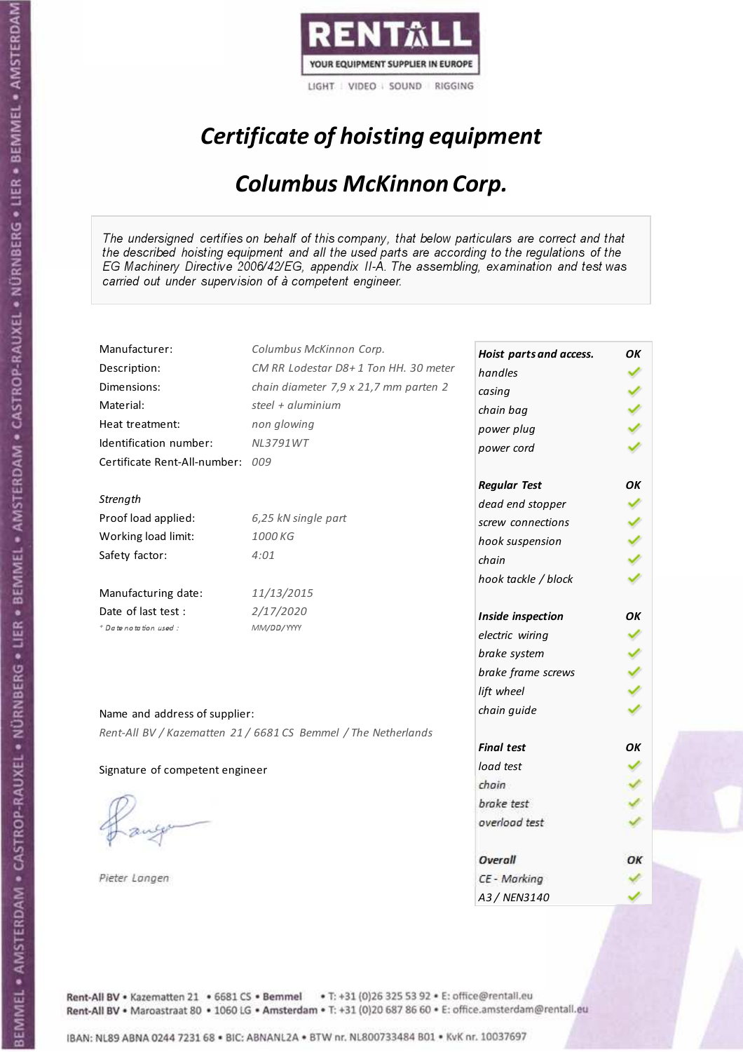RENTALL
YOUR EQUIPMENT SUPPLIER IN EUROPE
LIGHT | VIDEO | SOUND | RIGGING

# *Certificate of hoisting equipment*

## *Columbus McKinnon Corp.*

*The undersigned certifies on behalf of this company, that below particulars are correct and that the described hoisting equipment and all the used parts are according to the regulations of the EG Machinery Directive 2006/42/EG, appendix II-A. The assembling, examination and test was carried out under supervision of à competent engineer.*

| | |
|---|---|
| Manufacturer: | *Columbus McKinnon Corp.* |
| Description: | *CM RR Lodestar D8+ 1 Ton HH. 30 meter* |
| Dimensions: | *chain diameter 7,9 x 21,7 mm parten 2* |
| Material: | *steel + aluminium* |
| Heat treatment: | *non glowing* |
| Identification number: | *NL3791WT* |
| Certificate Rent-All-number: | *009* |
| *Strength* | |
| Proof load applied: | *6,25 kN single part* |
| Working load limit: | *1000 KG* |
| Safety factor: | *4:01* |
| Manufacturing date: | *11/13/2015* |
| Date of last test : | *2/17/2020* |
| *\* Date notation used :* | *MM/DD/YYYY* |

| | |
|---|---|
| ***Hoist parts and access.*** | ***OK*** |
| *handles* | ✓ |
| *casing* | ✓ |
| *chain bag* | ✓ |
| *power plug* | ✓ |
| *power cord* | ✓ |
| ***Regular Test*** | ***OK*** |
| *dead end stopper* | ✓ |
| *screw connections* | ✓ |
| *hook suspension* | ✓ |
| *chain* | ✓ |
| *hook tackle / block* | ✓ |
| ***Inside inspection*** | ***OK*** |
| *electric wiring* | ✓ |
| *brake system* | ✓ |
| *brake frame screws* | ✓ |
| *lift wheel* | ✓ |
| *chain guide* | ✓ |
| ***Final test*** | ***OK*** |
| *load test* | ✓ |
| *chain* | ✓ |
| *brake test* | ✓ |
| *overload test* | ✓ |
| ***Overall*** | ***OK*** |
| *CE - Marking* | ✓ |
| *A3 / NEN3140* | ✓ |

Name and address of supplier:

*Rent-All BV / Kazematten 21 / 6681 CS Bemmel / The Netherlands*

Signature of competent engineer

*Pieter Langen*

Rent-All BV • Kazematten 21 • 6681 CS • Bemmel • T: +31 (0)26 325 53 92 • E: office@rentall.eu
Rent-All BV • Maroastraat 80 • 1060 LG • Amsterdam • T: +31 (0)20 687 86 60 • E: office.amsterdam@rentall.eu

IBAN: NL89 ABNA 0244 7231 68 • BIC: ABNANL2A • BTW nr. NL800733484 B01 • KvK nr. 10037697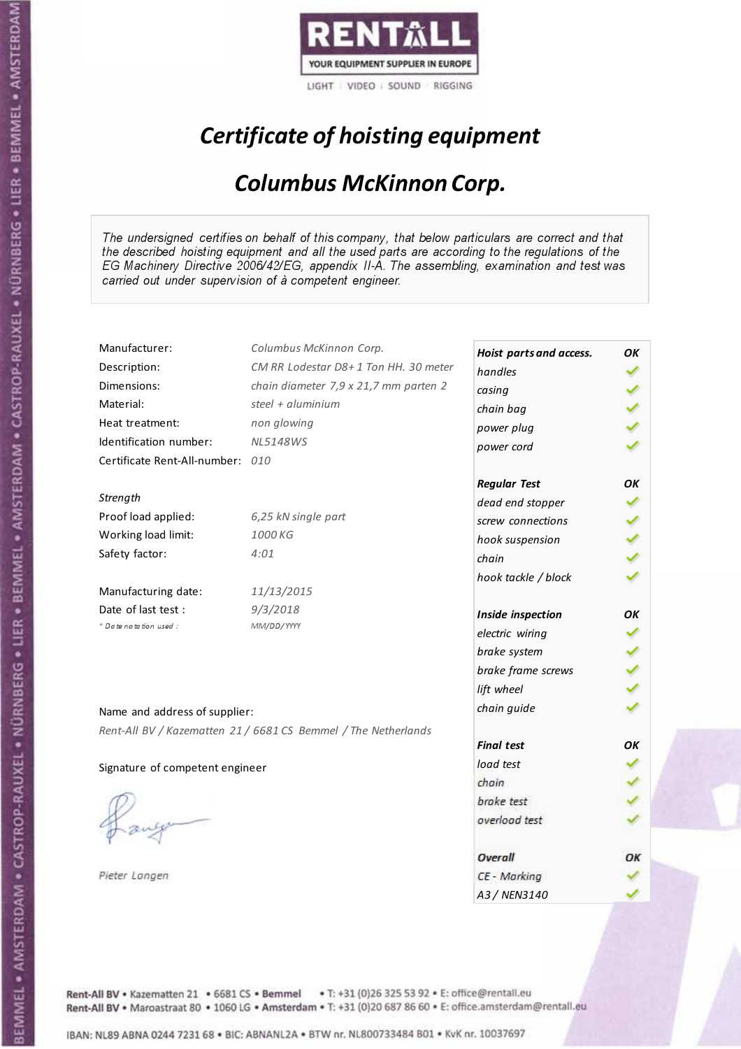RENTALL
YOUR EQUIPMENT SUPPLIER IN EUROPE
LIGHT | VIDEO | SOUND | RIGGING

# *Certificate of hoisting equipment*

## *Columbus McKinnon Corp.*

*The undersigned certifies on behalf of this company, that below particulars are correct and that the described hoisting equipment and all the used parts are according to the regulations of the EG Machinery Directive 2006/42/EG, appendix II-A. The assembling, examination and test was carried out under supervision of à competent engineer.*

| | |
|---|---|
| Manufacturer: | Columbus McKinnon Corp. |
| Description: | CM RR Lodestar D8+ 1 Ton HH. 30 meter |
| Dimensions: | chain diameter 7,9 x 21,7 mm parten 2 |
| Material: | steel + aluminium |
| Heat treatment: | non glowing |
| Identification number: | NL5148WS |
| Certificate Rent-All-number: | 010 |

*Strength*

| | |
|---|---|
| Proof load applied: | 6,25 kN single part |
| Working load limit: | 1000 KG |
| Safety factor: | 4:01 |

| | |
|---|---|
| Manufacturing date: | 11/13/2015 |
| Date of last test : | 9/3/2018 |
| * Date notation used : | MM/DD/YYYY |

Name and address of supplier:

*Rent-All BV / Kazematten 21 / 6681 CS Bemmel / The Netherlands*

Signature of competent engineer

*Pieter Langen*

| **Hoist parts and access.** | **OK** |
|---|---|
| handles | ✓ |
| casing | ✓ |
| chain bag | ✓ |
| power plug | ✓ |
| power cord | ✓ |
| **Regular Test** | **OK** |
| dead end stopper | ✓ |
| screw connections | ✓ |
| hook suspension | ✓ |
| chain | ✓ |
| hook tackle / block | ✓ |
| **Inside inspection** | **OK** |
| electric wiring | ✓ |
| brake system | ✓ |
| brake frame screws | ✓ |
| lift wheel | ✓ |
| chain guide | ✓ |
| **Final test** | **OK** |
| load test | ✓ |
| chain | ✓ |
| brake test | ✓ |
| overload test | ✓ |
| **Overall** | **OK** |
| CE - Marking | ✓ |
| A3 / NEN3140 | ✓ |

Rent-All BV • Kazematten 21 • 6681 CS • Bemmel • T: +31 (0)26 325 53 92 • E: office@rentall.eu
Rent-All BV • Maroastraat 80 • 1060 LG • Amsterdam • T: +31 (0)20 687 86 60 • E: office.amsterdam@rentall.eu

IBAN: NL89 ABNA 0244 7231 68 • BIC: ABNANL2A • BTW nr. NL800733484 B01 • KvK nr. 10037697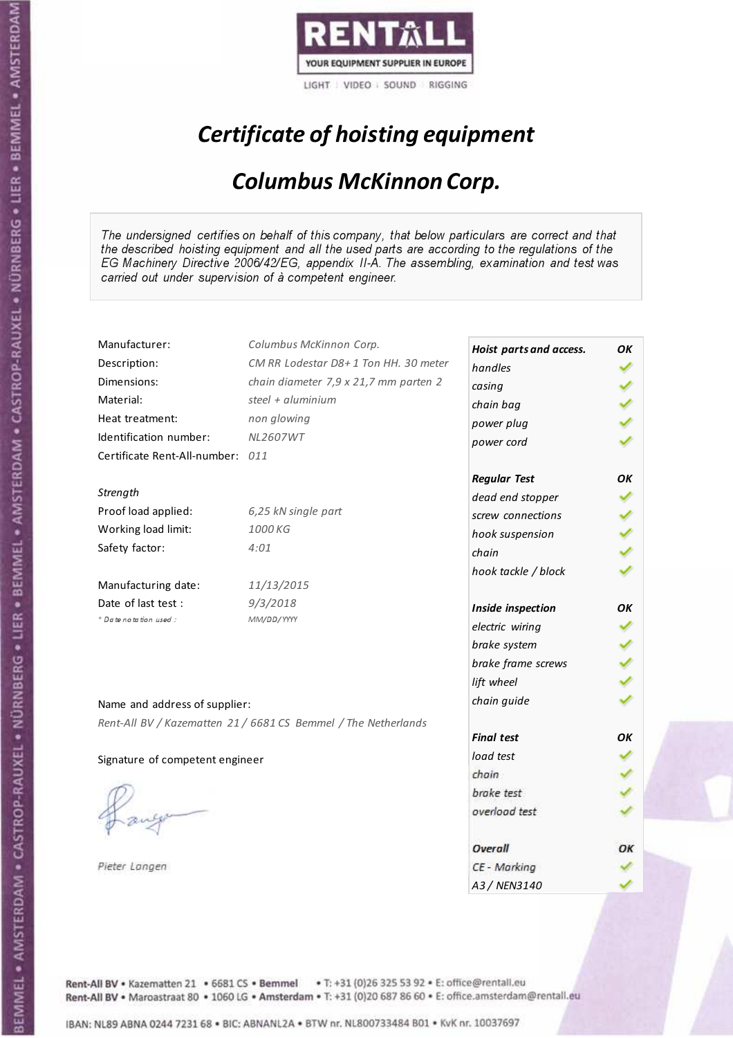RENTALL

YOUR EQUIPMENT SUPPLIER IN EUROPE

LIGHT | VIDEO | SOUND | RIGGING

# *Certificate of hoisting equipment*

## *Columbus McKinnon Corp.*

*The undersigned certifies on behalf of this company, that below particulars are correct and that the described hoisting equipment and all the used parts are according to the regulations of the EG Machinery Directive 2006/42/EG, appendix II-A. The assembling, examination and test was carried out under supervision of à competent engineer.*

| | |
|---|---|
| Manufacturer: | *Columbus McKinnon Corp.* |
| Description: | *CM RR Lodestar D8+ 1 Ton HH. 30 meter* |
| Dimensions: | *chain diameter 7,9 x 21,7 mm parten 2* |
| Material: | *steel + aluminium* |
| Heat treatment: | *non glowing* |
| Identification number: | *NL2607WT* |
| Certificate Rent-All-number: | *011* |

*Strength*

| | |
|---|---|
| Proof load applied: | *6,25 kN single part* |
| Working load limit: | *1000 KG* |
| Safety factor: | *4:01* |

| | |
|---|---|
| Manufacturing date: | *11/13/2015* |
| Date of last test : | *9/3/2018* |
| * Date notation used : | *MM/DD/YYYY* |

| | |
|---|---|
| ***Hoist parts and access.*** | ***OK*** |
| *handles* | ✓ |
| *casing* | ✓ |
| *chain bag* | ✓ |
| *power plug* | ✓ |
| *power cord* | ✓ |
| ***Regular Test*** | ***OK*** |
| *dead end stopper* | ✓ |
| *screw connections* | ✓ |
| *hook suspension* | ✓ |
| *chain* | ✓ |
| *hook tackle / block* | ✓ |
| ***Inside inspection*** | ***OK*** |
| *electric wiring* | ✓ |
| *brake system* | ✓ |
| *brake frame screws* | ✓ |
| *lift wheel* | ✓ |
| *chain guide* | ✓ |
| ***Final test*** | ***OK*** |
| *load test* | ✓ |
| *chain* | ✓ |
| *brake test* | ✓ |
| *overload test* | ✓ |
| ***Overall*** | ***OK*** |
| *CE - Marking* | ✓ |
| *A3 / NEN3140* | ✓ |

Name and address of supplier:

*Rent-All BV / Kazematten 21 / 6681 CS Bemmel / The Netherlands*

Signature of competent engineer

*Pieter Langen*

Rent-All BV • Kazematten 21 • 6681 CS • **Bemmel** • T: +31 (0)26 325 53 92 • E: office@rentall.eu
Rent-All BV • Maroastraat 80 • 1060 LG • **Amsterdam** • T: +31 (0)20 687 86 60 • E: office.amsterdam@rentall.eu

IBAN: NL89 ABNA 0244 7231 68 • BIC: ABNANL2A • BTW nr. NL800733484 B01 • KvK nr. 10037697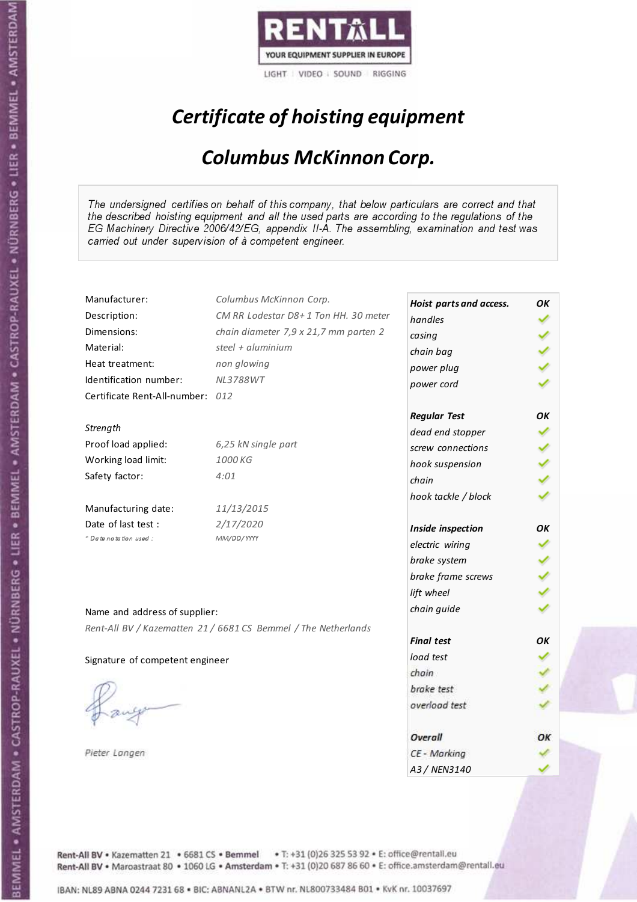RENTALL
YOUR EQUIPMENT SUPPLIER IN EUROPE
LIGHT | VIDEO | SOUND | RIGGING

# *Certificate of hoisting equipment*

## *Columbus McKinnon Corp.*

*The undersigned certifies on behalf of this company, that below particulars are correct and that the described hoisting equipment and all the used parts are according to the regulations of the EG Machinery Directive 2006/42/EG, appendix II-A. The assembling, examination and test was carried out under supervision of à competent engineer.*

| | |
|---|---|
| Manufacturer: | *Columbus McKinnon Corp.* |
| Description: | *CM RR Lodestar D8+ 1 Ton HH. 30 meter* |
| Dimensions: | *chain diameter 7,9 x 21,7 mm parten 2* |
| Material: | *steel + aluminium* |
| Heat treatment: | *non glowing* |
| Identification number: | *NL3788WT* |
| Certificate Rent-All-number: | *012* |

*Strength*

| | |
|---|---|
| Proof load applied: | *6,25 kN single part* |
| Working load limit: | *1000 KG* |
| Safety factor: | *4:01* |

| | |
|---|---|
| Manufacturing date: | *11/13/2015* |
| Date of last test : | *2/17/2020* |
| *Date notation used :* | *MM/DD/YYYY* |

| ***Hoist parts and access.*** | ***OK*** |
|---|---|
| *handles* | ✓ |
| *casing* | ✓ |
| *chain bag* | ✓ |
| *power plug* | ✓ |
| *power cord* | ✓ |
| ***Regular Test*** | ***OK*** |
| *dead end stopper* | ✓ |
| *screw connections* | ✓ |
| *hook suspension* | ✓ |
| *chain* | ✓ |
| *hook tackle / block* | ✓ |
| ***Inside inspection*** | ***OK*** |
| *electric wiring* | ✓ |
| *brake system* | ✓ |
| *brake frame screws* | ✓ |
| *lift wheel* | ✓ |
| *chain guide* | ✓ |
| ***Final test*** | ***OK*** |
| *load test* | ✓ |
| *chain* | ✓ |
| *brake test* | ✓ |
| *overload test* | ✓ |
| ***Overall*** | ***OK*** |
| *CE - Marking* | ✓ |
| *A3 / NEN3140* | ✓ |

Name and address of supplier:

*Rent-All BV / Kazematten 21 / 6681 CS Bemmel / The Netherlands*

Signature of competent engineer

*Pieter Langen*

Rent-All BV • Kazematten 21 • 6681 CS • Bemmel • T: +31 (0)26 325 53 92 • E: office@rentall.eu
Rent-All BV • Maroastraat 80 • 1060 LG • Amsterdam • T: +31 (0)20 687 86 60 • E: office.amsterdam@rentall.eu

IBAN: NL89 ABNA 0244 7231 68 • BIC: ABNANL2A • BTW nr. NL800733484 B01 • KvK nr. 10037697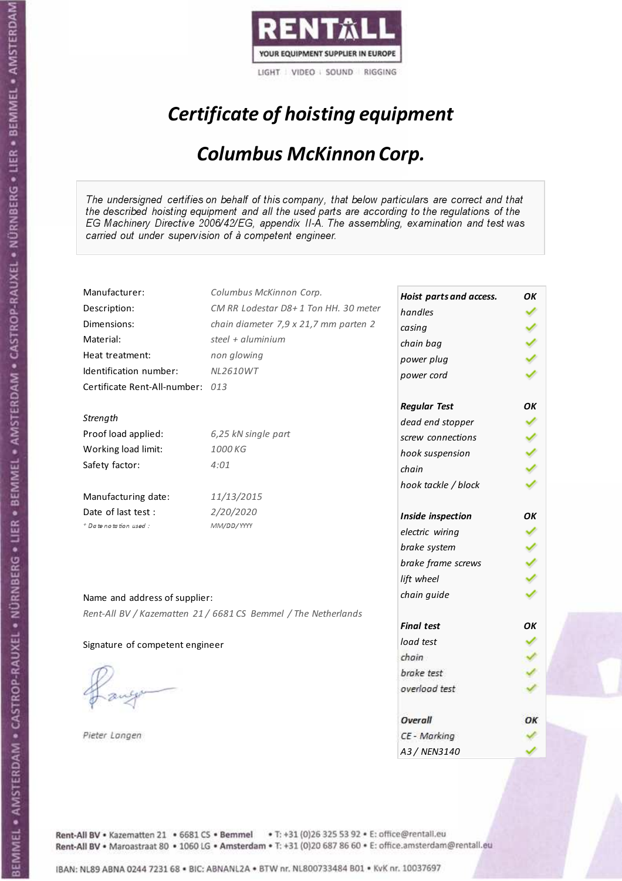RENTALL
YOUR EQUIPMENT SUPPLIER IN EUROPE
LIGHT | VIDEO | SOUND | RIGGING

# *Certificate of hoisting equipment*

## *Columbus McKinnon Corp.*

*The undersigned certifies on behalf of this company, that below particulars are correct and that the described hoisting equipment and all the used parts are according to the regulations of the EG Machinery Directive 2006/42/EG, appendix II-A. The assembling, examination and test was carried out under supervision of à competent engineer.*

| | |
|---|---|
| Manufacturer: | *Columbus McKinnon Corp.* |
| Description: | *CM RR Lodestar D8+ 1 Ton HH. 30 meter* |
| Dimensions: | *chain diameter 7,9 x 21,7 mm parten 2* |
| Material: | *steel + aluminium* |
| Heat treatment: | *non glowing* |
| Identification number: | *NL2610WT* |
| Certificate Rent-All-number: | *013* |

*Strength*

| | |
|---|---|
| Proof load applied: | *6,25 kN single part* |
| Working load limit: | *1000 KG* |
| Safety factor: | *4:01* |

| | |
|---|---|
| Manufacturing date: | *11/13/2015* |
| Date of last test : | *2/20/2020* |
| *\* Date notation used :* | *MM/DD/YYYY* |

| *Hoist parts and access.* | *OK* |
|---|---|
| *handles* | ✓ |
| *casing* | ✓ |
| *chain bag* | ✓ |
| *power plug* | ✓ |
| *power cord* | ✓ |
| ***Regular Test*** | ***OK*** |
| *dead end stopper* | ✓ |
| *screw connections* | ✓ |
| *hook suspension* | ✓ |
| *chain* | ✓ |
| *hook tackle / block* | ✓ |
| ***Inside inspection*** | ***OK*** |
| *electric wiring* | ✓ |
| *brake system* | ✓ |
| *brake frame screws* | ✓ |
| *lift wheel* | ✓ |
| *chain guide* | ✓ |
| ***Final test*** | ***OK*** |
| *load test* | ✓ |
| *chain* | ✓ |
| *brake test* | ✓ |
| *overload test* | ✓ |
| ***Overall*** | ***OK*** |
| *CE - Marking* | ✓ |
| *A3 / NEN3140* | ✓ |

Name and address of supplier:

*Rent-All BV / Kazematten 21 / 6681 CS Bemmel / The Netherlands*

Signature of competent engineer

*Pieter Langen*

Rent-All BV • Kazematten 21 • 6681 CS • **Bemmel** • T: +31 (0)26 325 53 92 • E: office@rentall.eu
Rent-All BV • Maroastraat 80 • 1060 LG • **Amsterdam** • T: +31 (0)20 687 86 60 • E: office.amsterdam@rentall.eu

IBAN: NL89 ABNA 0244 7231 68 • BIC: ABNANL2A • BTW nr. NL800733484 B01 • KvK nr. 10037697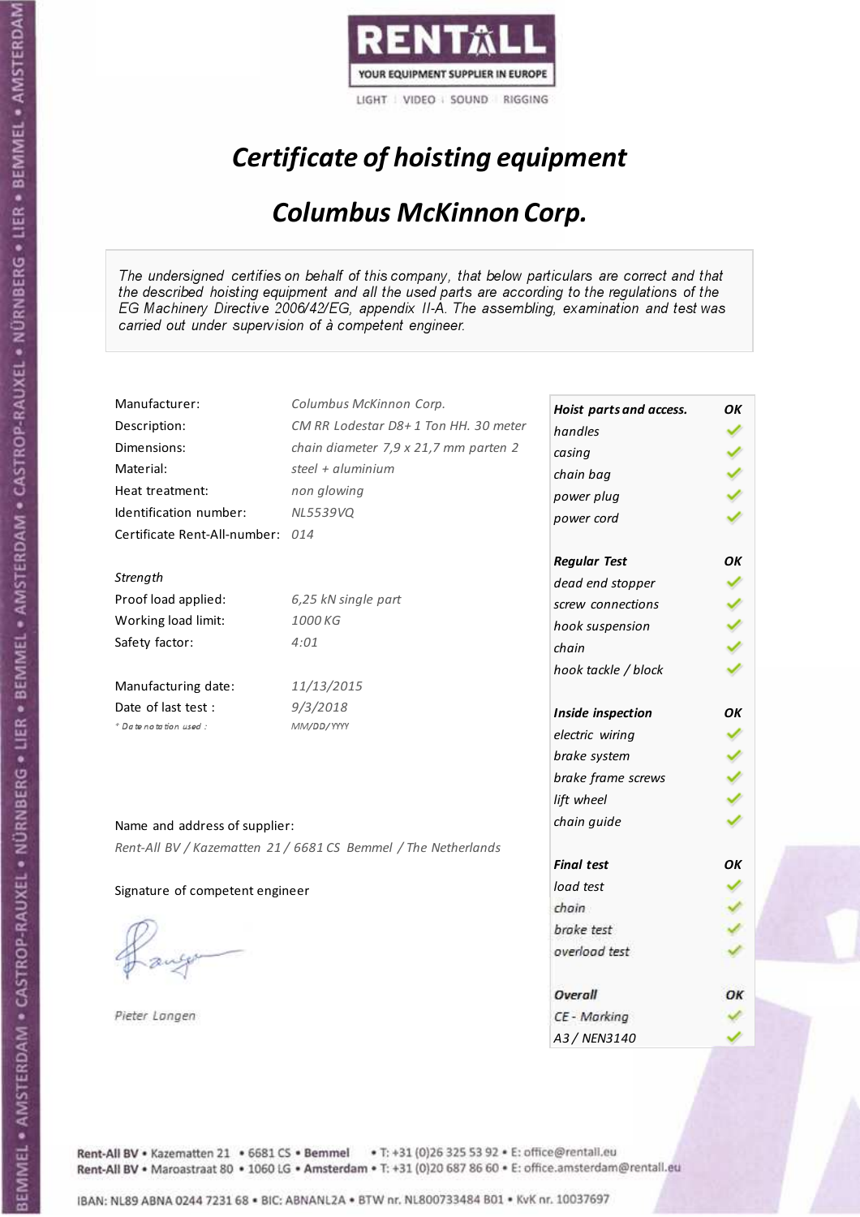RENTALL

YOUR EQUIPMENT SUPPLIER IN EUROPE

LIGHT | VIDEO | SOUND | RIGGING

# *Certificate of hoisting equipment*

## *Columbus McKinnon Corp.*

*The undersigned certifies on behalf of this company, that below particulars are correct and that the described hoisting equipment and all the used parts are according to the regulations of the EG Machinery Directive 2006/42/EG, appendix II-A. The assembling, examination and test was carried out under supervision of à competent engineer.*

| | |
|---|---|
| Manufacturer: | *Columbus McKinnon Corp.* |
| Description: | *CM RR Lodestar D8+ 1 Ton HH. 30 meter* |
| Dimensions: | *chain diameter 7,9 x 21,7 mm parten 2* |
| Material: | *steel + aluminium* |
| Heat treatment: | *non glowing* |
| Identification number: | *NL5539VQ* |
| Certificate Rent-All-number: | *014* |

*Strength*

| | |
|---|---|
| Proof load applied: | *6,25 kN single part* |
| Working load limit: | *1000 KG* |
| Safety factor: | *4:01* |

| | |
|---|---|
| Manufacturing date: | *11/13/2015* |
| Date of last test : | *9/3/2018* |
| *\* Date notation used :* | *MM/DD/YYYY* |

Name and address of supplier:

*Rent-All BV / Kazematten 21 / 6681 CS Bemmel / The Netherlands*

Signature of competent engineer

*Pieter Langen*

| ***Hoist parts and access.*** | ***OK*** |
|---|---|
| *handles* | ✓ |
| *casing* | ✓ |
| *chain bag* | ✓ |
| *power plug* | ✓ |
| *power cord* | ✓ |
| ***Regular Test*** | ***OK*** |
| *dead end stopper* | ✓ |
| *screw connections* | ✓ |
| *hook suspension* | ✓ |
| *chain* | ✓ |
| *hook tackle / block* | ✓ |
| ***Inside inspection*** | ***OK*** |
| *electric wiring* | ✓ |
| *brake system* | ✓ |
| *brake frame screws* | ✓ |
| *lift wheel* | ✓ |
| *chain guide* | ✓ |
| ***Final test*** | ***OK*** |
| *load test* | ✓ |
| *chain* | ✓ |
| *brake test* | ✓ |
| *overload test* | ✓ |
| ***Overall*** | ***OK*** |
| *CE - Marking* | ✓ |
| *A3 / NEN3140* | ✓ |

Rent-All BV • Kazematten 21 • 6681 CS • Bemmel • T: +31 (0)26 325 53 92 • E: office@rentall.eu
Rent-All BV • Maroastraat 80 • 1060 LG • Amsterdam • T: +31 (0)20 687 86 60 • E: office.amsterdam@rentall.eu

IBAN: NL89 ABNA 0244 7231 68 • BIC: ABNANL2A • BTW nr. NL800733484 B01 • KvK nr. 10037697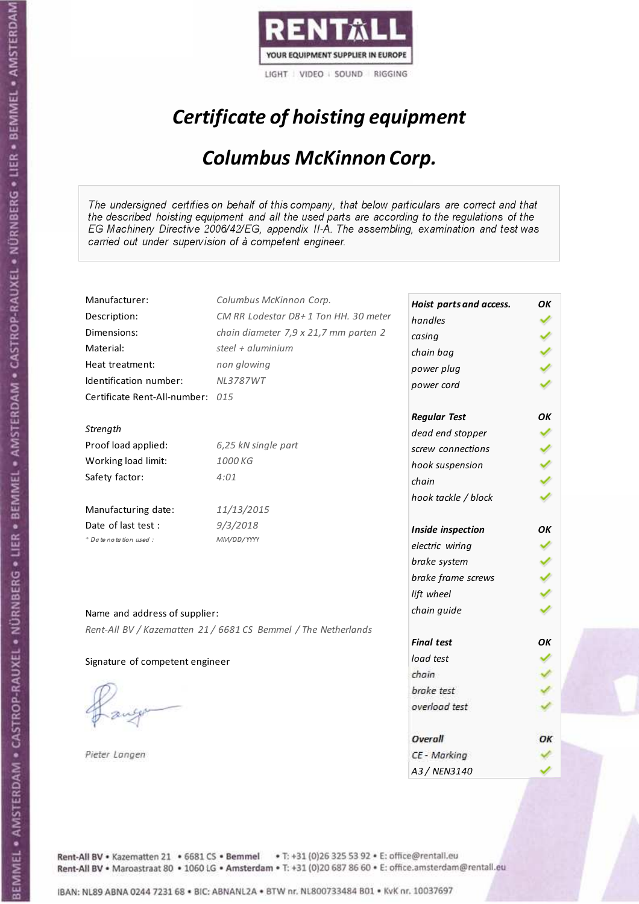RENTALL

YOUR EQUIPMENT SUPPLIER IN EUROPE

LIGHT | VIDEO | SOUND | RIGGING

# *Certificate of hoisting equipment*

## *Columbus McKinnon Corp.*

*The undersigned certifies on behalf of this company, that below particulars are correct and that the described hoisting equipment and all the used parts are according to the regulations of the EG Machinery Directive 2006/42/EG, appendix II-A. The assembling, examination and test was carried out under supervision of à competent engineer.*

| | |
|---|---|
| Manufacturer: | *Columbus McKinnon Corp.* |
| Description: | *CM RR Lodestar D8+ 1 Ton HH. 30 meter* |
| Dimensions: | *chain diameter 7,9 x 21,7 mm parten 2* |
| Material: | *steel + aluminium* |
| Heat treatment: | *non glowing* |
| Identification number: | *NL3787WT* |
| Certificate Rent-All-number: | *015* |

*Strength*

| | |
|---|---|
| Proof load applied: | *6,25 kN single part* |
| Working load limit: | *1000 KG* |
| Safety factor: | *4:01* |

| | |
|---|---|
| Manufacturing date: | *11/13/2015* |
| Date of last test : | *9/3/2018* |
| *\* Date notation used :* | *MM/DD/YYYY* |

| **Hoist parts and access.** | **OK** |
|---|---|
| *handles* | ✓ |
| *casing* | ✓ |
| *chain bag* | ✓ |
| *power plug* | ✓ |
| *power cord* | ✓ |
| **Regular Test** | **OK** |
| *dead end stopper* | ✓ |
| *screw connections* | ✓ |
| *hook suspension* | ✓ |
| *chain* | ✓ |
| *hook tackle / block* | ✓ |
| **Inside inspection** | **OK** |
| *electric wiring* | ✓ |
| *brake system* | ✓ |
| *brake frame screws* | ✓ |
| *lift wheel* | ✓ |
| *chain guide* | ✓ |
| **Final test** | **OK** |
| *load test* | ✓ |
| *chain* | ✓ |
| *brake test* | ✓ |
| *overload test* | ✓ |
| **Overall** | **OK** |
| *CE - Marking* | ✓ |
| *A3 / NEN3140* | ✓ |

Name and address of supplier:

*Rent-All BV / Kazematten 21 / 6681 CS Bemmel / The Netherlands*

Signature of competent engineer

*Pieter Langen*

Rent-All BV • Kazematten 21 • 6681 CS • Bemmel • T: +31 (0)26 325 53 92 • E: office@rentall.eu
Rent-All BV • Maroastraat 80 • 1060 LG • Amsterdam • T: +31 (0)20 687 86 60 • E: office.amsterdam@rentall.eu

IBAN: NL89 ABNA 0244 7231 68 • BIC: ABNANL2A • BTW nr. NL800733484 B01 • KvK nr. 10037697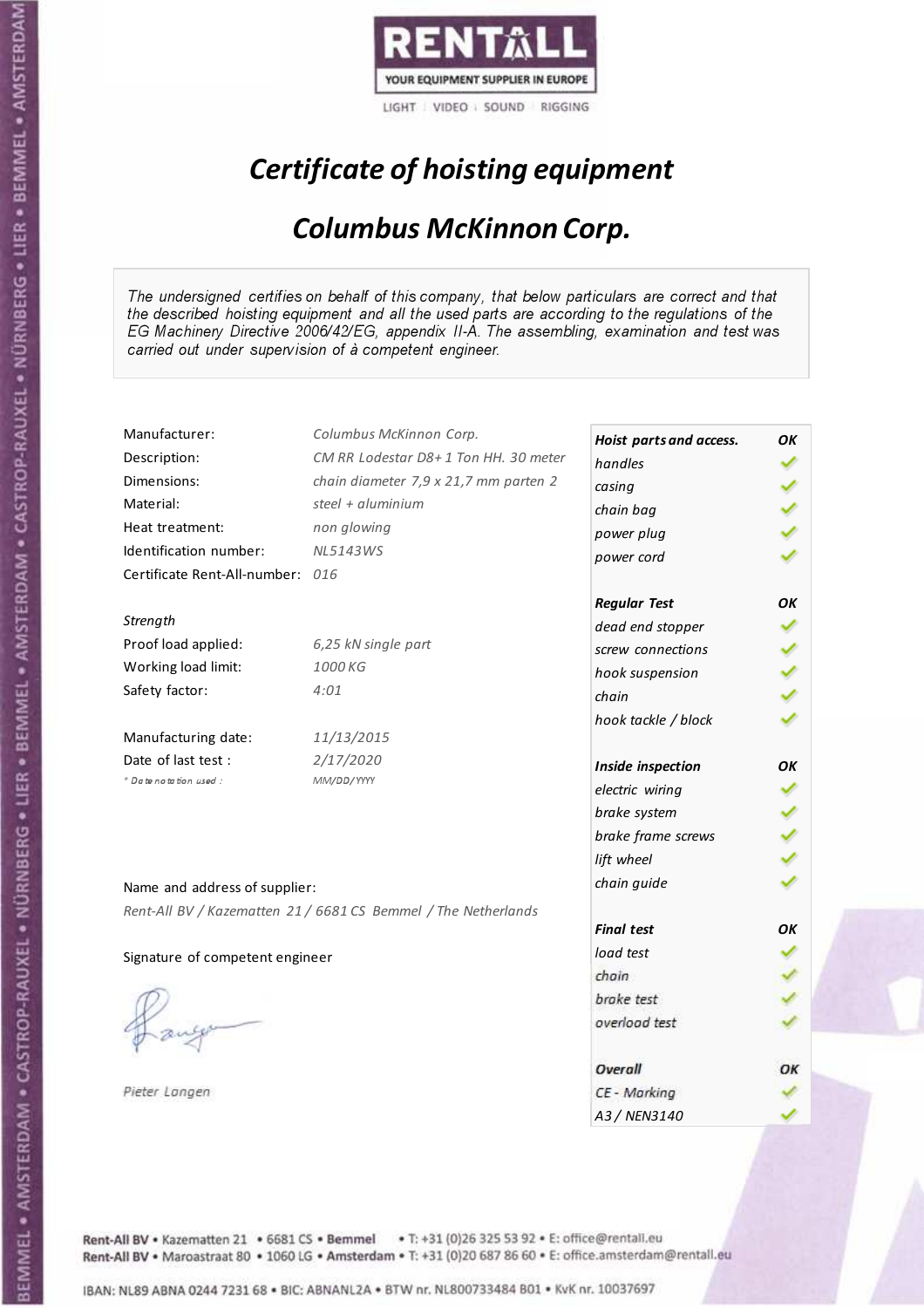RENTALL
YOUR EQUIPMENT SUPPLIER IN EUROPE
LIGHT | VIDEO | SOUND | RIGGING

# *Certificate of hoisting equipment*

## *Columbus McKinnon Corp.*

*The undersigned certifies on behalf of this company, that below particulars are correct and that the described hoisting equipment and all the used parts are according to the regulations of the EG Machinery Directive 2006/42/EG, appendix II-A. The assembling, examination and test was carried out under supervision of à competent engineer.*

| | |
|---|---|
| Manufacturer: | *Columbus McKinnon Corp.* |
| Description: | *CM RR Lodestar D8+ 1 Ton HH. 30 meter* |
| Dimensions: | *chain diameter 7,9 x 21,7 mm parten 2* |
| Material: | *steel + aluminium* |
| Heat treatment: | *non glowing* |
| Identification number: | *NL5143WS* |
| Certificate Rent-All-number: | *016* |

*Strength*

| | |
|---|---|
| Proof load applied: | *6,25 kN single part* |
| Working load limit: | *1000 KG* |
| Safety factor: | *4:01* |

| | |
|---|---|
| Manufacturing date: | *11/13/2015* |
| Date of last test : | *2/17/2020* |
| *\* Date notation used :* | *MM/DD/YYYY* |

Name and address of supplier:

*Rent-All BV / Kazematten 21 / 6681 CS Bemmel / The Netherlands*

Signature of competent engineer

*Pieter Langen*

| ***Hoist parts and access.*** | ***OK*** |
|---|---|
| *handles* | ✓ |
| *casing* | ✓ |
| *chain bag* | ✓ |
| *power plug* | ✓ |
| *power cord* | ✓ |
| ***Regular Test*** | ***OK*** |
| *dead end stopper* | ✓ |
| *screw connections* | ✓ |
| *hook suspension* | ✓ |
| *chain* | ✓ |
| *hook tackle / block* | ✓ |
| ***Inside inspection*** | ***OK*** |
| *electric wiring* | ✓ |
| *brake system* | ✓ |
| *brake frame screws* | ✓ |
| *lift wheel* | ✓ |
| *chain guide* | ✓ |
| ***Final test*** | ***OK*** |
| *load test* | ✓ |
| *chain* | ✓ |
| *brake test* | ✓ |
| *overload test* | ✓ |
| ***Overall*** | ***OK*** |
| *CE - Marking* | ✓ |
| *A3 / NEN3140* | ✓ |

Rent-All BV • Kazematten 21 • 6681 CS • Bemmel • T: +31 (0)26 325 53 92 • E: office@rentall.eu
Rent-All BV • Maroastraat 80 • 1060 LG • Amsterdam • T: +31 (0)20 687 86 60 • E: office.amsterdam@rentall.eu

IBAN: NL89 ABNA 0244 7231 68 • BIC: ABNANL2A • BTW nr. NL800733484 B01 • KvK nr. 10037697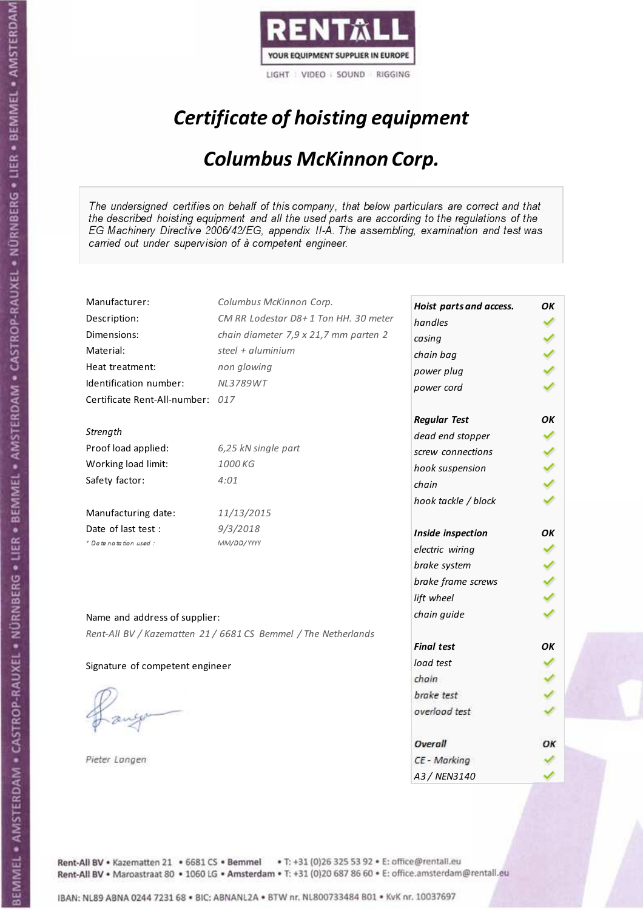RENTALL
YOUR EQUIPMENT SUPPLIER IN EUROPE
LIGHT | VIDEO | SOUND | RIGGING

# *Certificate of hoisting equipment*

## *Columbus McKinnon Corp.*

*The undersigned certifies on behalf of this company, that below particulars are correct and that the described hoisting equipment and all the used parts are according to the regulations of the EG Machinery Directive 2006/42/EG, appendix II-A. The assembling, examination and test was carried out under supervision of à competent engineer.*

| | |
|---|---|
| Manufacturer: | *Columbus McKinnon Corp.* |
| Description: | *CM RR Lodestar D8+ 1 Ton HH. 30 meter* |
| Dimensions: | *chain diameter 7,9 x 21,7 mm parten 2* |
| Material: | *steel + aluminium* |
| Heat treatment: | *non glowing* |
| Identification number: | *NL3789WT* |
| Certificate Rent-All-number: | *017* |

*Strength*

| | |
|---|---|
| Proof load applied: | *6,25 kN single part* |
| Working load limit: | *1000 KG* |
| Safety factor: | *4:01* |

| | |
|---|---|
| Manufacturing date: | *11/13/2015* |
| Date of last test : | *9/3/2018* |
| *\* Date notation used :* | *MM/DD/YYYY* |

| ***Hoist parts and access.*** | ***OK*** |
|---|---|
| *handles* | ✓ |
| *casing* | ✓ |
| *chain bag* | ✓ |
| *power plug* | ✓ |
| *power cord* | ✓ |
| ***Regular Test*** | ***OK*** |
| *dead end stopper* | ✓ |
| *screw connections* | ✓ |
| *hook suspension* | ✓ |
| *chain* | ✓ |
| *hook tackle / block* | ✓ |
| ***Inside inspection*** | ***OK*** |
| *electric wiring* | ✓ |
| *brake system* | ✓ |
| *brake frame screws* | ✓ |
| *lift wheel* | ✓ |
| *chain guide* | ✓ |
| ***Final test*** | ***OK*** |
| *load test* | ✓ |
| *chain* | ✓ |
| *brake test* | ✓ |
| *overload test* | ✓ |
| ***Overall*** | ***OK*** |
| *CE - Marking* | ✓ |
| *A3 / NEN3140* | ✓ |

Name and address of supplier:

*Rent-All BV / Kazematten 21 / 6681 CS Bemmel / The Netherlands*

Signature of competent engineer

*Pieter Langen*

Rent-All BV • Kazematten 21 • 6681 CS • Bemmel • T: +31 (0)26 325 53 92 • E: office@rentall.eu
Rent-All BV • Maroastraat 80 • 1060 LG • Amsterdam • T: +31 (0)20 687 86 60 • E: office.amsterdam@rentall.eu

IBAN: NL89 ABNA 0244 7231 68 • BIC: ABNANL2A • BTW nr. NL800733484 B01 • KvK nr. 10037697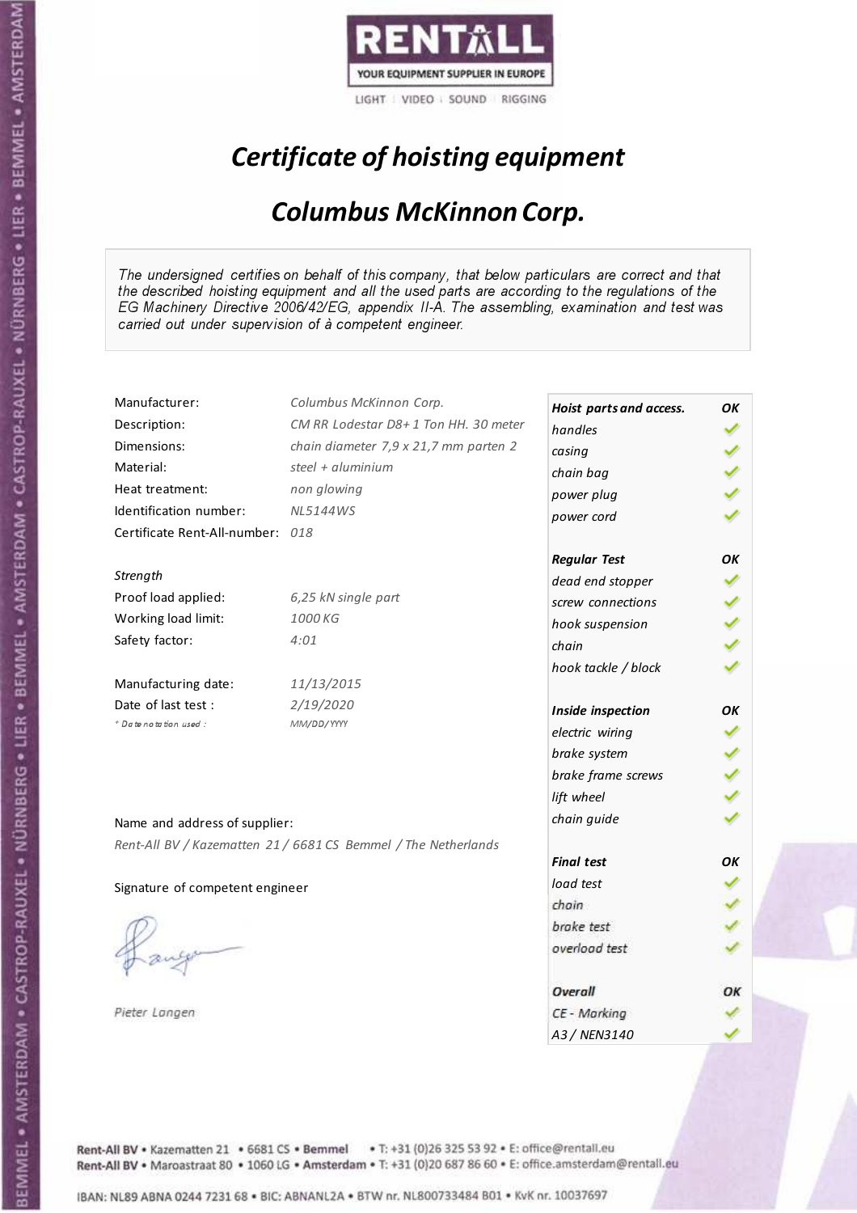RENTALL
YOUR EQUIPMENT SUPPLIER IN EUROPE
LIGHT | VIDEO | SOUND | RIGGING

# *Certificate of hoisting equipment*

## *Columbus McKinnon Corp.*

*The undersigned certifies on behalf of this company, that below particulars are correct and that the described hoisting equipment and all the used parts are according to the regulations of the EG Machinery Directive 2006/42/EG, appendix II-A. The assembling, examination and test was carried out under supervision of à competent engineer.*

| | |
|---|---|
| Manufacturer: | *Columbus McKinnon Corp.* |
| Description: | *CM RR Lodestar D8+ 1 Ton HH. 30 meter* |
| Dimensions: | *chain diameter 7,9 x 21,7 mm parten 2* |
| Material: | *steel + aluminium* |
| Heat treatment: | *non glowing* |
| Identification number: | *NL5144WS* |
| Certificate Rent-All-number: | *018* |

*Strength*

| | |
|---|---|
| Proof load applied: | *6,25 kN single part* |
| Working load limit: | *1000 KG* |
| Safety factor: | *4:01* |

| | |
|---|---|
| Manufacturing date: | *11/13/2015* |
| Date of last test : | *2/19/2020* |
| *\* Date notation used :* | *MM/DD/YYYY* |

Name and address of supplier:

*Rent-All BV / Kazematten 21 / 6681 CS Bemmel / The Netherlands*

Signature of competent engineer

*Pieter Langen*

| **Hoist parts and access.** | **OK** |
|---|---|
| *handles* | ✓ |
| *casing* | ✓ |
| *chain bag* | ✓ |
| *power plug* | ✓ |
| *power cord* | ✓ |
| **Regular Test** | **OK** |
| *dead end stopper* | ✓ |
| *screw connections* | ✓ |
| *hook suspension* | ✓ |
| *chain* | ✓ |
| *hook tackle / block* | ✓ |
| **Inside inspection** | **OK** |
| *electric wiring* | ✓ |
| *brake system* | ✓ |
| *brake frame screws* | ✓ |
| *lift wheel* | ✓ |
| *chain guide* | ✓ |
| **Final test** | **OK** |
| *load test* | ✓ |
| *chain* | ✓ |
| *brake test* | ✓ |
| *overload test* | ✓ |
| **Overall** | **OK** |
| *CE - Marking* | ✓ |
| *A3 / NEN3140* | ✓ |

Rent-All BV • Kazematten 21 • 6681 CS • Bemmel • T: +31 (0)26 325 53 92 • E: office@rentall.eu
Rent-All BV • Maroastraat 80 • 1060 LG • Amsterdam • T: +31 (0)20 687 86 60 • E: office.amsterdam@rentall.eu

IBAN: NL89 ABNA 0244 7231 68 • BIC: ABNANL2A • BTW nr. NL800733484 B01 • KvK nr. 10037697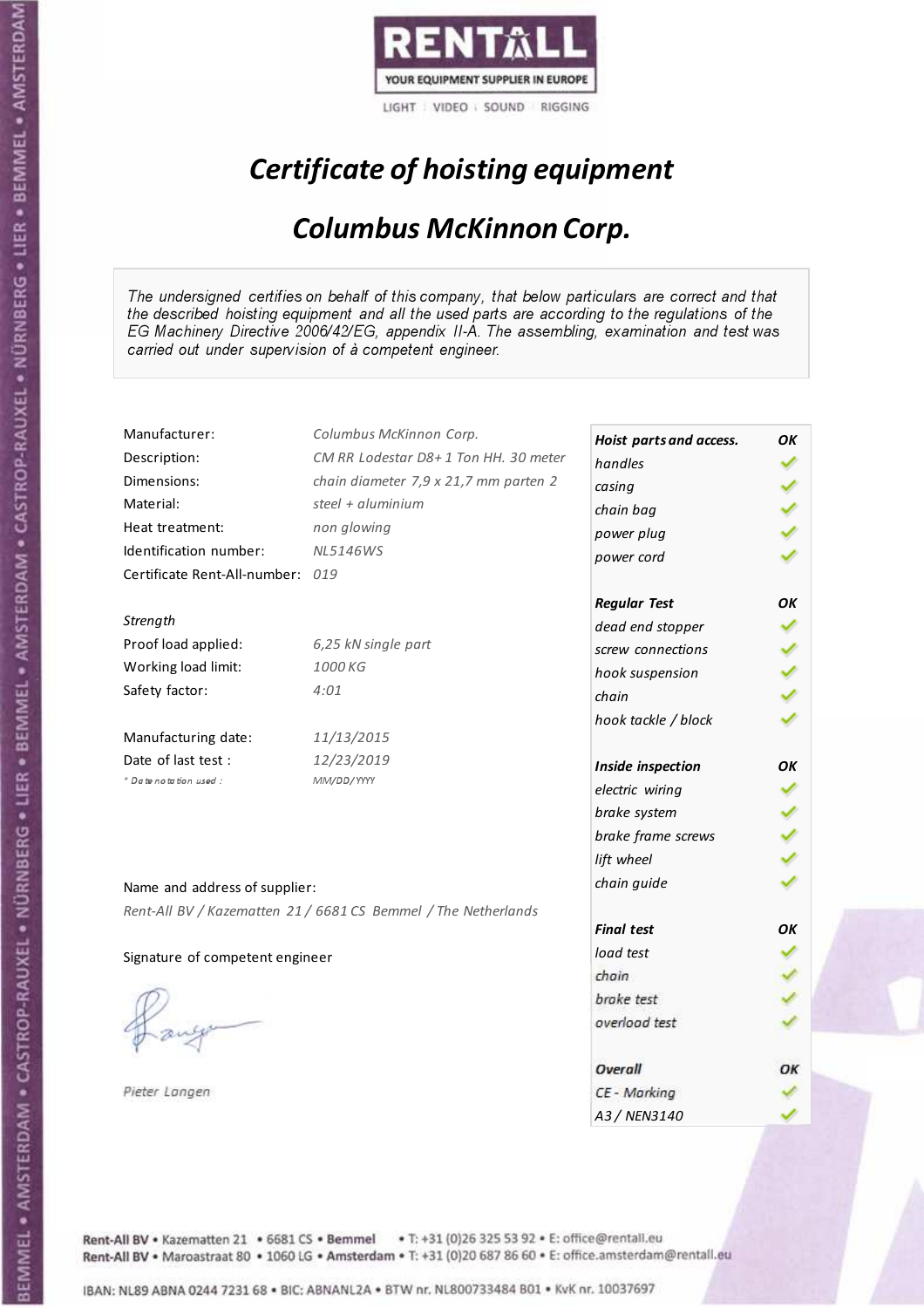RENTALL

YOUR EQUIPMENT SUPPLIER IN EUROPE

LIGHT | VIDEO | SOUND | RIGGING

# *Certificate of hoisting equipment*

## *Columbus McKinnon Corp.*

*The undersigned certifies on behalf of this company, that below particulars are correct and that the described hoisting equipment and all the used parts are according to the regulations of the EG Machinery Directive 2006/42/EG, appendix II-A. The assembling, examination and test was carried out under supervision of à competent engineer.*

| | |
|---|---|
| Manufacturer: | *Columbus McKinnon Corp.* |
| Description: | *CM RR Lodestar D8+ 1 Ton HH. 30 meter* |
| Dimensions: | *chain diameter 7,9 x 21,7 mm parten 2* |
| Material: | *steel + aluminium* |
| Heat treatment: | *non glowing* |
| Identification number: | *NL5146WS* |
| Certificate Rent-All-number: | *019* |

*Strength*

| | |
|---|---|
| Proof load applied: | *6,25 kN single part* |
| Working load limit: | *1000 KG* |
| Safety factor: | *4:01* |

| | |
|---|---|
| Manufacturing date: | *11/13/2015* |
| Date of last test : | *12/23/2019* |
| *\* Date notation used :* | *MM/DD/YYYY* |

| ***Hoist parts and access.*** | ***OK*** |
|---|---|
| *handles* | ✓ |
| *casing* | ✓ |
| *chain bag* | ✓ |
| *power plug* | ✓ |
| *power cord* | ✓ |
| ***Regular Test*** | ***OK*** |
| *dead end stopper* | ✓ |
| *screw connections* | ✓ |
| *hook suspension* | ✓ |
| *chain* | ✓ |
| *hook tackle / block* | ✓ |
| ***Inside inspection*** | ***OK*** |
| *electric wiring* | ✓ |
| *brake system* | ✓ |
| *brake frame screws* | ✓ |
| *lift wheel* | ✓ |
| *chain guide* | ✓ |
| ***Final test*** | ***OK*** |
| *load test* | ✓ |
| *chain* | ✓ |
| *brake test* | ✓ |
| *overload test* | ✓ |
| ***Overall*** | ***OK*** |
| *CE - Marking* | ✓ |
| *A3 / NEN3140* | ✓ |

Name and address of supplier:

*Rent-All BV / Kazematten 21 / 6681 CS Bemmel / The Netherlands*

Signature of competent engineer

*Pieter Langen*

Rent-All BV • Kazematten 21 • 6681 CS • Bemmel • T: +31 (0)26 325 53 92 • E: office@rentall.eu
Rent-All BV • Maroastraat 80 • 1060 LG • Amsterdam • T: +31 (0)20 687 86 60 • E: office.amsterdam@rentall.eu

IBAN: NL89 ABNA 0244 7231 68 • BIC: ABNANL2A • BTW nr. NL800733484 B01 • KvK nr. 10037697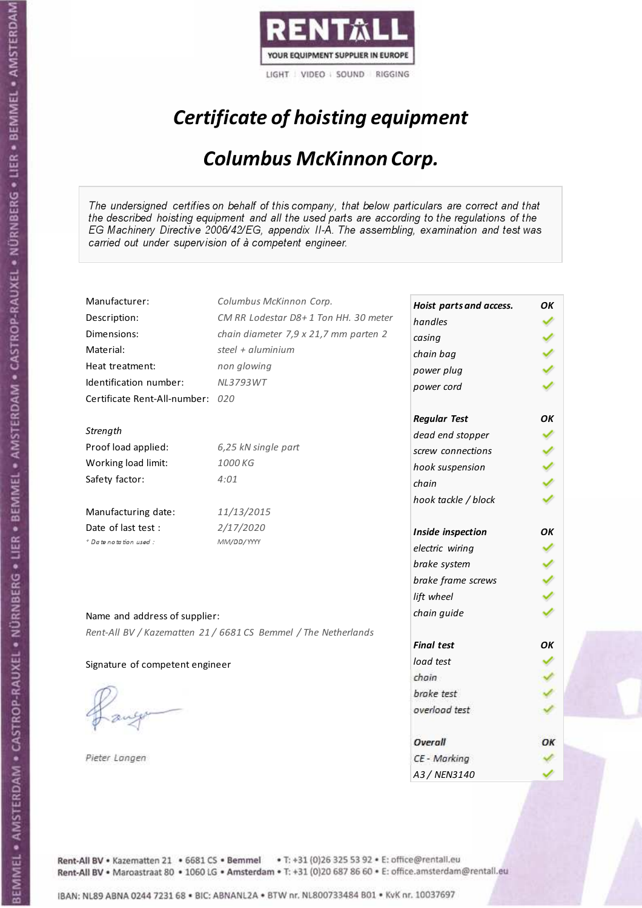RENTALL
YOUR EQUIPMENT SUPPLIER IN EUROPE
LIGHT | VIDEO | SOUND | RIGGING

# *Certificate of hoisting equipment*

## *Columbus McKinnon Corp.*

*The undersigned certifies on behalf of this company, that below particulars are correct and that the described hoisting equipment and all the used parts are according to the regulations of the EG Machinery Directive 2006/42/EG, appendix II-A. The assembling, examination and test was carried out under supervision of à competent engineer.*

| | |
|---|---|
| Manufacturer: | *Columbus McKinnon Corp.* |
| Description: | *CM RR Lodestar D8+ 1 Ton HH. 30 meter* |
| Dimensions: | *chain diameter 7,9 x 21,7 mm parten 2* |
| Material: | *steel + aluminium* |
| Heat treatment: | *non glowing* |
| Identification number: | *NL3793WT* |
| Certificate Rent-All-number: | *020* |

*Strength*

| | |
|---|---|
| Proof load applied: | *6,25 kN single part* |
| Working load limit: | *1000 KG* |
| Safety factor: | *4:01* |

| | |
|---|---|
| Manufacturing date: | *11/13/2015* |
| Date of last test : | *2/17/2020* |
| *\* Date notation used :* | *MM/DD/YYYY* |

| | |
|---|---|
| ***Hoist parts and access.*** | ***OK*** |
| *handles* | ✓ |
| *casing* | ✓ |
| *chain bag* | ✓ |
| *power plug* | ✓ |
| *power cord* | ✓ |
| ***Regular Test*** | ***OK*** |
| *dead end stopper* | ✓ |
| *screw connections* | ✓ |
| *hook suspension* | ✓ |
| *chain* | ✓ |
| *hook tackle / block* | ✓ |
| ***Inside inspection*** | ***OK*** |
| *electric wiring* | ✓ |
| *brake system* | ✓ |
| *brake frame screws* | ✓ |
| *lift wheel* | ✓ |
| *chain guide* | ✓ |
| ***Final test*** | ***OK*** |
| *load test* | ✓ |
| *chain* | ✓ |
| *brake test* | ✓ |
| *overload test* | ✓ |
| ***Overall*** | ***OK*** |
| *CE - Marking* | ✓ |
| *A3 / NEN3140* | ✓ |

Name and address of supplier:

*Rent-All BV / Kazematten 21 / 6681 CS Bemmel / The Netherlands*

Signature of competent engineer

*Pieter Langen*

Rent-All BV • Kazematten 21 • 6681 CS • **Bemmel** • T: +31 (0)26 325 53 92 • E: office@rentall.eu
Rent-All BV • Maroastraat 80 • 1060 LG • **Amsterdam** • T: +31 (0)20 687 86 60 • E: office.amsterdam@rentall.eu

IBAN: NL89 ABNA 0244 7231 68 • BIC: ABNANL2A • BTW nr. NL800733484 B01 • KvK nr. 10037697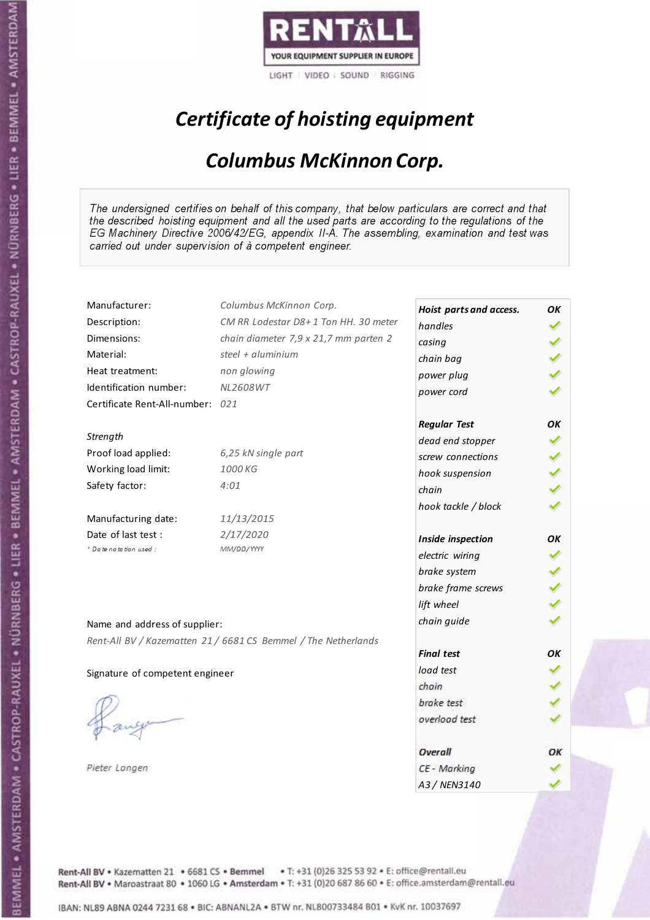RENTALL
YOUR EQUIPMENT SUPPLIER IN EUROPE
LIGHT | VIDEO | SOUND | RIGGING

# Certificate of hoisting equipment

## Columbus McKinnon Corp.

*The undersigned certifies on behalf of this company, that below particulars are correct and that the described hoisting equipment and all the used parts are according to the regulations of the EG Machinery Directive 2006/42/EG, appendix II-A. The assembling, examination and test was carried out under supervision of à competent engineer.*

| | |
|---|---|
| Manufacturer: | Columbus McKinnon Corp. |
| Description: | CM RR Lodestar D8+ 1 Ton HH. 30 meter |
| Dimensions: | chain diameter 7,9 x 21,7 mm parten 2 |
| Material: | steel + aluminium |
| Heat treatment: | non glowing |
| Identification number: | NL2608WT |
| Certificate Rent-All-number: | 021 |

**Strength**

| | |
|---|---|
| Proof load applied: | 6,25 kN single part |
| Working load limit: | 1000 KG |
| Safety factor: | 4:01 |

| | |
|---|---|
| Manufacturing date: | 11/13/2015 |
| Date of last test : | 2/17/2020 |
| * Date notation used : | MM/DD/YYYY |

Name and address of supplier:

*Rent-All BV / Kazematten 21 / 6681 CS Bemmel / The Netherlands*

Signature of competent engineer

*Pieter Langen*

| Hoist parts and access. | OK |
|---|---|
| handles | ✓ |
| casing | ✓ |
| chain bag | ✓ |
| power plug | ✓ |
| power cord | ✓ |

| Regular Test | OK |
|---|---|
| dead end stopper | ✓ |
| screw connections | ✓ |
| hook suspension | ✓ |
| chain | ✓ |
| hook tackle / block | ✓ |

| Inside inspection | OK |
|---|---|
| electric wiring | ✓ |
| brake system | ✓ |
| brake frame screws | ✓ |
| lift wheel | ✓ |
| chain guide | ✓ |

| Final test | OK |
|---|---|
| load test | ✓ |
| chain | ✓ |
| brake test | ✓ |
| overload test | ✓ |

| Overall | OK |
|---|---|
| CE - Marking | ✓ |
| A3 / NEN3140 | ✓ |

Rent-All BV • Kazematten 21 • 6681 CS • Bemmel • T: +31 (0)26 325 53 92 • E: office@rentall.eu
Rent-All BV • Maroastraat 80 • 1060 LG • Amsterdam • T: +31 (0)20 687 86 60 • E: office.amsterdam@rentall.eu

IBAN: NL89 ABNA 0244 7231 68 • BIC: ABNANL2A • BTW nr. NL800733484 B01 • KvK nr. 10037697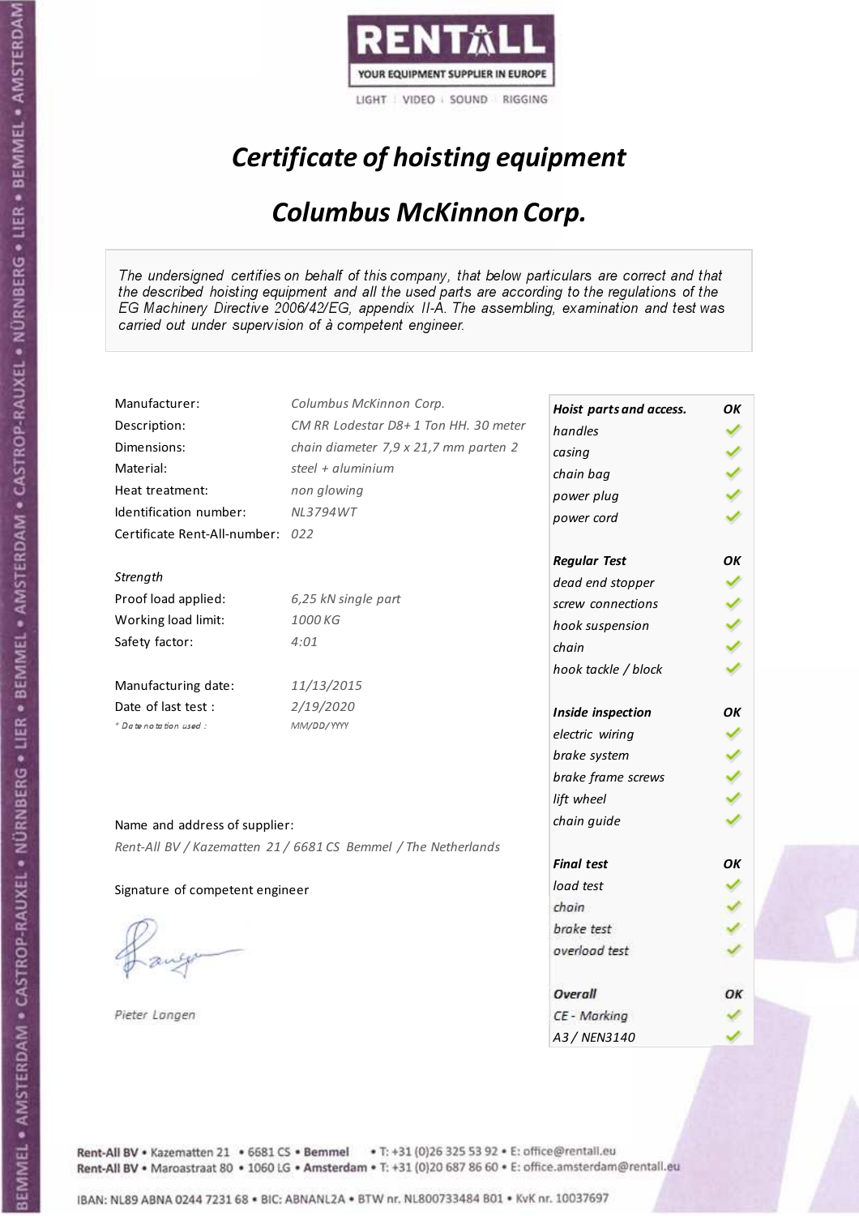RENTALL

YOUR EQUIPMENT SUPPLIER IN EUROPE

LIGHT | VIDEO | SOUND | RIGGING

# *Certificate of hoisting equipment*

## *Columbus McKinnon Corp.*

*The undersigned certifies on behalf of this company, that below particulars are correct and that the described hoisting equipment and all the used parts are according to the regulations of the EG Machinery Directive 2006/42/EG, appendix II-A. The assembling, examination and test was carried out under supervision of à competent engineer.*

| | |
|---|---|
| Manufacturer: | *Columbus McKinnon Corp.* |
| Description: | *CM RR Lodestar D8+ 1 Ton HH. 30 meter* |
| Dimensions: | *chain diameter 7,9 x 21,7 mm parten 2* |
| Material: | *steel + aluminium* |
| Heat treatment: | *non glowing* |
| Identification number: | *NL3794WT* |
| Certificate Rent-All-number: | *022* |

*Strength*

| | |
|---|---|
| Proof load applied: | *6,25 kN single part* |
| Working load limit: | *1000 KG* |
| Safety factor: | *4:01* |

| | |
|---|---|
| Manufacturing date: | *11/13/2015* |
| Date of last test : | *2/19/2020* |
| * Date notation used : | *MM/DD/YYYY* |

| | |
|---|---|
| ***Hoist parts and access.*** | ***OK*** |
| *handles* | ✓ |
| *casing* | ✓ |
| *chain bag* | ✓ |
| *power plug* | ✓ |
| *power cord* | ✓ |
| ***Regular Test*** | ***OK*** |
| *dead end stopper* | ✓ |
| *screw connections* | ✓ |
| *hook suspension* | ✓ |
| *chain* | ✓ |
| *hook tackle / block* | ✓ |
| ***Inside inspection*** | ***OK*** |
| *electric wiring* | ✓ |
| *brake system* | ✓ |
| *brake frame screws* | ✓ |
| *lift wheel* | ✓ |
| *chain guide* | ✓ |
| ***Final test*** | ***OK*** |
| *load test* | ✓ |
| *chain* | ✓ |
| *brake test* | ✓ |
| *overload test* | ✓ |
| ***Overall*** | ***OK*** |
| *CE - Marking* | ✓ |
| *A3 / NEN3140* | ✓ |

Name and address of supplier:

*Rent-All BV / Kazematten 21 / 6681 CS Bemmel / The Netherlands*

Signature of competent engineer

*Pieter Langen*

Rent-All BV • Kazematten 21 • 6681 CS • Bemmel • T: +31 (0)26 325 53 92 • E: office@rentall.eu
Rent-All BV • Maroastraat 80 • 1060 LG • Amsterdam • T: +31 (0)20 687 86 60 • E: office.amsterdam@rentall.eu

IBAN: NL89 ABNA 0244 7231 68 • BIC: ABNANL2A • BTW nr. NL800733484 B01 • KvK nr. 10037697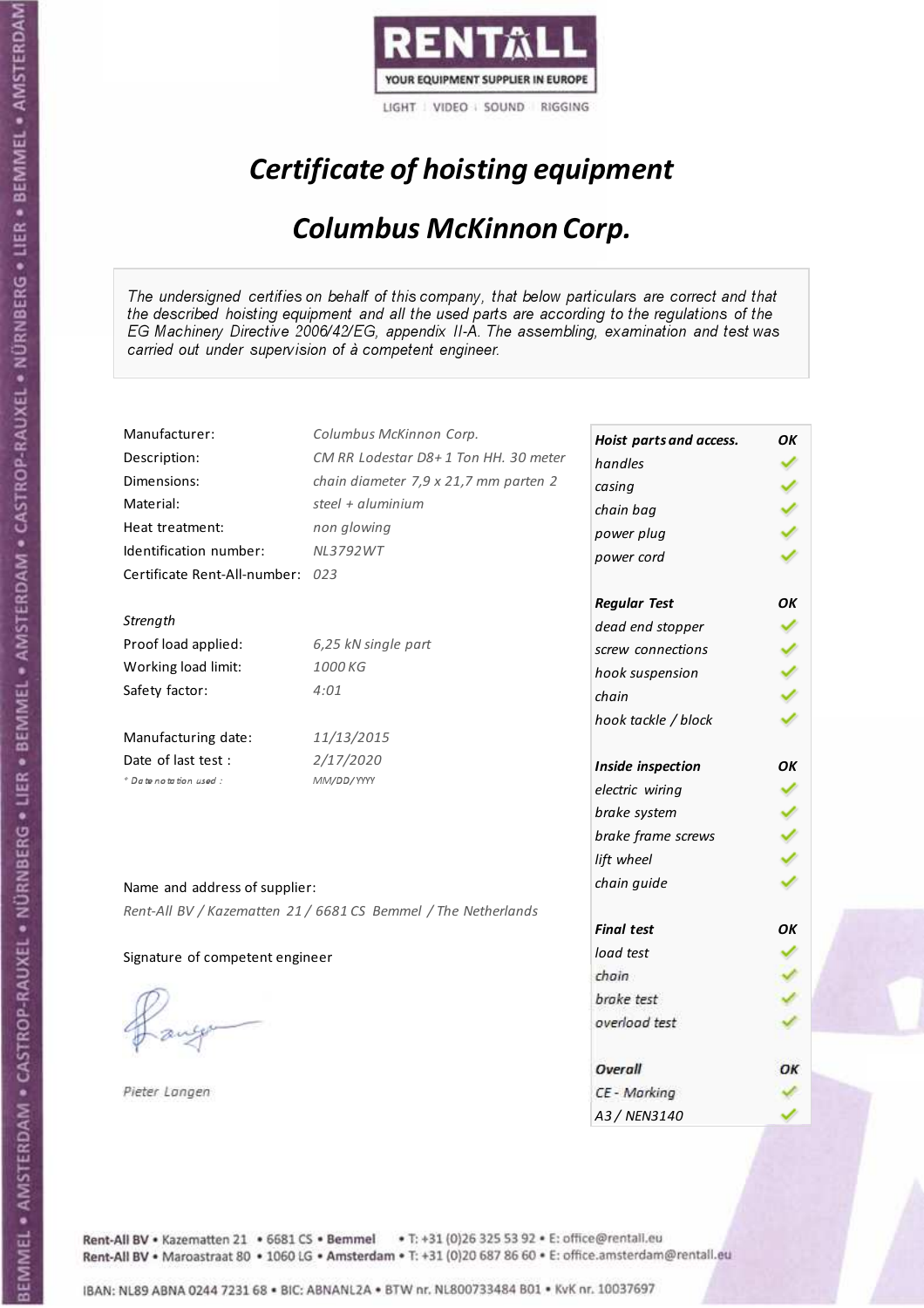RENTALL
YOUR EQUIPMENT SUPPLIER IN EUROPE
LIGHT | VIDEO | SOUND | RIGGING

# *Certificate of hoisting equipment*

## *Columbus McKinnon Corp.*

*The undersigned certifies on behalf of this company, that below particulars are correct and that the described hoisting equipment and all the used parts are according to the regulations of the EG Machinery Directive 2006/42/EG, appendix II-A. The assembling, examination and test was carried out under supervision of à competent engineer.*

| | |
|---|---|
| Manufacturer: | *Columbus McKinnon Corp.* |
| Description: | *CM RR Lodestar D8+ 1 Ton HH. 30 meter* |
| Dimensions: | *chain diameter 7,9 x 21,7 mm parten 2* |
| Material: | *steel + aluminium* |
| Heat treatment: | *non glowing* |
| Identification number: | *NL3792WT* |
| Certificate Rent-All-number: | *023* |

*Strength*

| | |
|---|---|
| Proof load applied: | *6,25 kN single part* |
| Working load limit: | *1000 KG* |
| Safety factor: | *4:01* |

| | |
|---|---|
| Manufacturing date: | *11/13/2015* |
| Date of last test : | *2/17/2020* |
| * Date notation used : | *MM/DD/YYYY* |

Name and address of supplier:

*Rent-All BV / Kazematten 21 / 6681 CS Bemmel / The Netherlands*

Signature of competent engineer

*Pieter Langen*

| ***Hoist parts and access.*** | ***OK*** |
|---|---|
| *handles* | ✓ |
| *casing* | ✓ |
| *chain bag* | ✓ |
| *power plug* | ✓ |
| *power cord* | ✓ |
| ***Regular Test*** | ***OK*** |
| *dead end stopper* | ✓ |
| *screw connections* | ✓ |
| *hook suspension* | ✓ |
| *chain* | ✓ |
| *hook tackle / block* | ✓ |
| ***Inside inspection*** | ***OK*** |
| *electric wiring* | ✓ |
| *brake system* | ✓ |
| *brake frame screws* | ✓ |
| *lift wheel* | ✓ |
| *chain guide* | ✓ |
| ***Final test*** | ***OK*** |
| *load test* | ✓ |
| *chain* | ✓ |
| *brake test* | ✓ |
| *overload test* | ✓ |
| ***Overall*** | ***OK*** |
| *CE - Marking* | ✓ |
| *A3 / NEN3140* | ✓ |

Rent-All BV • Kazematten 21 • 6681 CS • Bemmel • T: +31 (0)26 325 53 92 • E: office@rentall.eu
Rent-All BV • Maroastraat 80 • 1060 LG • Amsterdam • T: +31 (0)20 687 86 60 • E: office.amsterdam@rentall.eu

IBAN: NL89 ABNA 0244 7231 68 • BIC: ABNANL2A • BTW nr. NL800733484 B01 • KvK nr. 10037697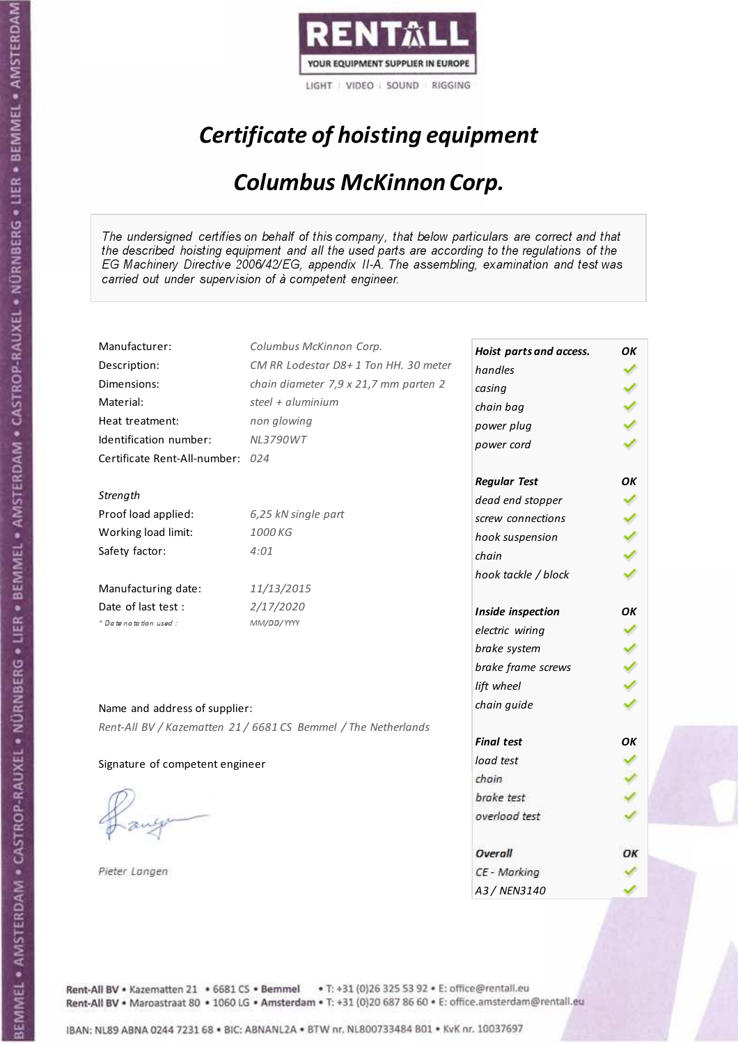RENTALL
YOUR EQUIPMENT SUPPLIER IN EUROPE
LIGHT | VIDEO | SOUND | RIGGING

# *Certificate of hoisting equipment*

## *Columbus McKinnon Corp.*

*The undersigned certifies on behalf of this company, that below particulars are correct and that the described hoisting equipment and all the used parts are according to the regulations of the EG Machinery Directive 2006/42/EG, appendix II-A. The assembling, examination and test was carried out under supervision of à competent engineer.*

| | |
|---|---|
| Manufacturer: | *Columbus McKinnon Corp.* |
| Description: | *CM RR Lodestar D8+ 1 Ton HH. 30 meter* |
| Dimensions: | *chain diameter 7,9 x 21,7 mm parten 2* |
| Material: | *steel + aluminium* |
| Heat treatment: | *non glowing* |
| Identification number: | *NL3790WT* |
| Certificate Rent-All-number: | *024* |

*Strength*

| | |
|---|---|
| Proof load applied: | *6,25 kN single part* |
| Working load limit: | *1000 KG* |
| Safety factor: | *4:01* |

| | |
|---|---|
| Manufacturing date: | *11/13/2015* |
| Date of last test : | *2/17/2020* |
| * Date notation used : | *MM/DD/YYYY* |

| | |
|---|---|
| ***Hoist parts and access.*** | ***OK*** |
| *handles* | ✓ |
| *casing* | ✓ |
| *chain bag* | ✓ |
| *power plug* | ✓ |
| *power cord* | ✓ |
| ***Regular Test*** | ***OK*** |
| *dead end stopper* | ✓ |
| *screw connections* | ✓ |
| *hook suspension* | ✓ |
| *chain* | ✓ |
| *hook tackle / block* | ✓ |
| ***Inside inspection*** | ***OK*** |
| *electric wiring* | ✓ |
| *brake system* | ✓ |
| *brake frame screws* | ✓ |
| *lift wheel* | ✓ |
| *chain guide* | ✓ |
| ***Final test*** | ***OK*** |
| *load test* | ✓ |
| *chain* | ✓ |
| *brake test* | ✓ |
| *overload test* | ✓ |
| ***Overall*** | ***OK*** |
| *CE - Marking* | ✓ |
| *A3 / NEN3140* | ✓ |

Name and address of supplier:

*Rent-All BV / Kazematten 21 / 6681 CS Bemmel / The Netherlands*

Signature of competent engineer

*Pieter Langen*

Rent-All BV • Kazematten 21 • 6681 CS • **Bemmel** • T: +31 (0)26 325 53 92 • E: office@rentall.eu
Rent-All BV • Maroastraat 80 • 1060 LG • **Amsterdam** • T: +31 (0)20 687 86 60 • E: office.amsterdam@rentall.eu

IBAN: NL89 ABNA 0244 7231 68 • BIC: ABNANL2A • BTW nr. NL800733484 B01 • KvK nr. 10037697